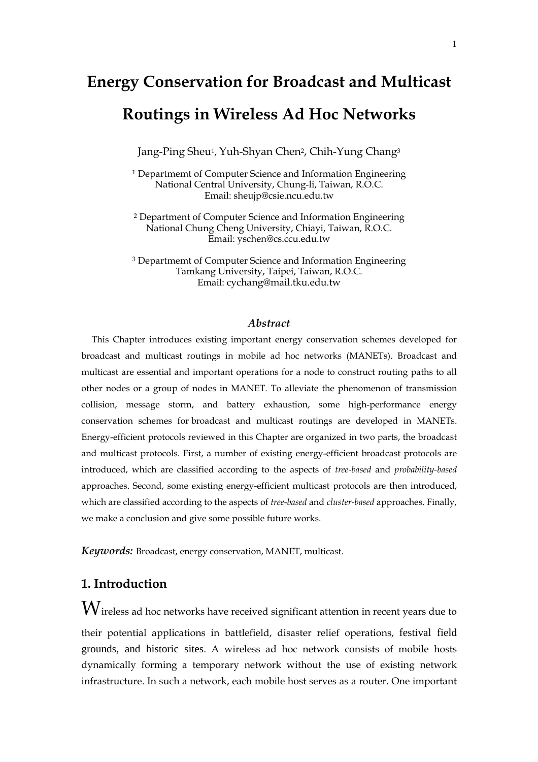# Energy Conservation for Broadcast and Multicast Routings in Wireless Ad Hoc Networks

Jang-Ping Sheu[1], Yuh-Shyan Chen[2], Chih-Yung Chang[3]

[1] Departmemt of Computer Science and Information Engineering
National Central University, Chung-li, Taiwan, R.O.C.
Email: sheujp@csie.ncu.edu.tw

[2] Department of Computer Science and Information Engineering
National Chung Cheng University, Chiayi, Taiwan, R.O.C.
Email: yschen@cs.ccu.edu.tw

[3] Departmemt of Computer Science and Information Engineering
Tamkang University, Taipei, Taiwan, R.O.C.
Email: cychang@mail.tku.edu.tw

### *Abstract*

This Chapter introduces existing important energy conservation schemes developed for broadcast and multicast routings in mobile ad hoc networks (MANETs). Broadcast and multicast are essential and important operations for a node to construct routing paths to all other nodes or a group of nodes in MANET. To alleviate the phenomenon of transmission collision, message storm, and battery exhaustion, some high-performance energy conservation schemes for broadcast and multicast routings are developed in MANETs. Energy-efficient protocols reviewed in this Chapter are organized in two parts, the broadcast and multicast protocols. First, a number of existing energy-efficient broadcast protocols are introduced, which are classified according to the aspects of *tree-based* and *probability-based* approaches. Second, some existing energy-efficient multicast protocols are then introduced, which are classified according to the aspects of *tree-based* and *cluster-based* approaches. Finally, we make a conclusion and give some possible future works.

***Keywords:*** Broadcast, energy conservation, MANET, multicast.

## 1. Introduction

Wireless ad hoc networks have received significant attention in recent years due to their potential applications in battlefield, disaster relief operations, festival field grounds, and historic sites. A wireless ad hoc network consists of mobile hosts dynamically forming a temporary network without the use of existing network infrastructure. In such a network, each mobile host serves as a router. One important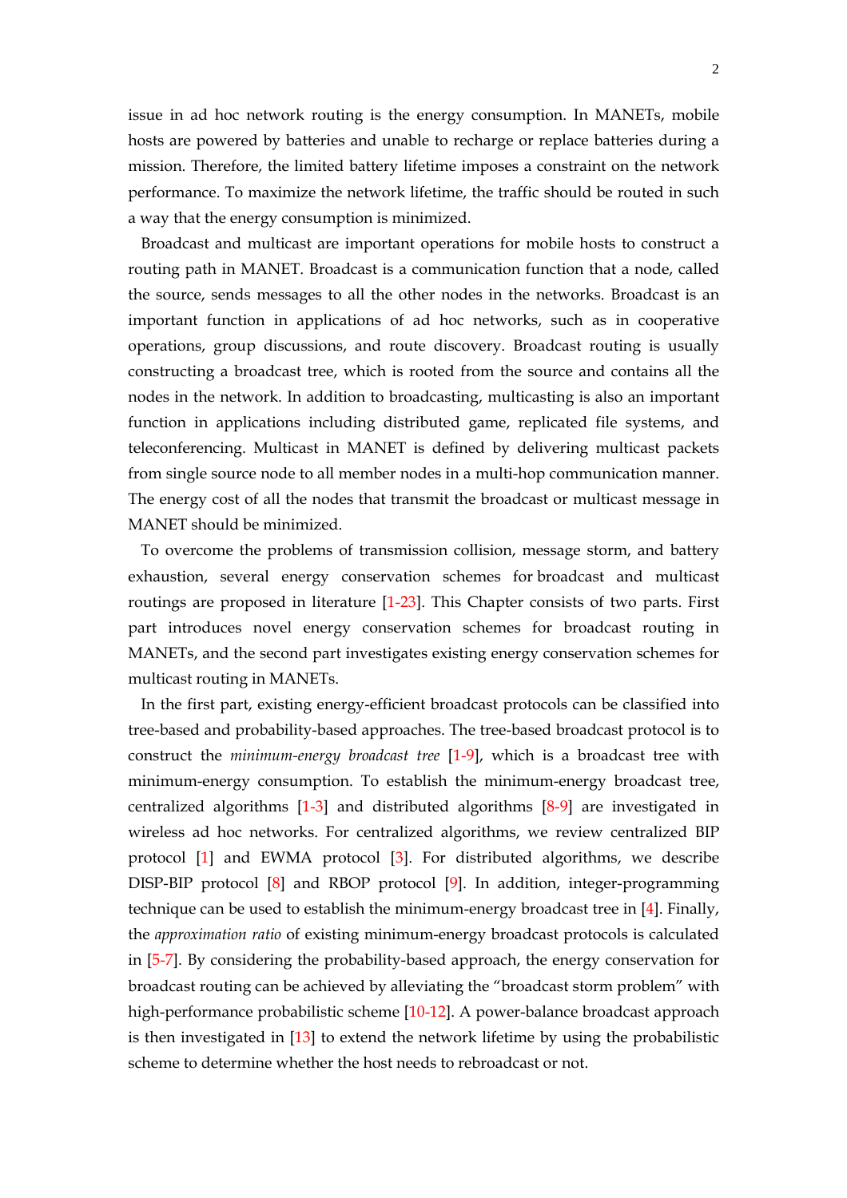issue in ad hoc network routing is the energy consumption. In MANETs, mobile hosts are powered by batteries and unable to recharge or replace batteries during a mission. Therefore, the limited battery lifetime imposes a constraint on the network performance. To maximize the network lifetime, the traffic should be routed in such a way that the energy consumption is minimized.

Broadcast and multicast are important operations for mobile hosts to construct a routing path in MANET. Broadcast is a communication function that a node, called the source, sends messages to all the other nodes in the networks. Broadcast is an important function in applications of ad hoc networks, such as in cooperative operations, group discussions, and route discovery. Broadcast routing is usually constructing a broadcast tree, which is rooted from the source and contains all the nodes in the network. In addition to broadcasting, multicasting is also an important function in applications including distributed game, replicated file systems, and teleconferencing. Multicast in MANET is defined by delivering multicast packets from single source node to all member nodes in a multi-hop communication manner. The energy cost of all the nodes that transmit the broadcast or multicast message in MANET should be minimized.

To overcome the problems of transmission collision, message storm, and battery exhaustion, several energy conservation schemes for broadcast and multicast routings are proposed in literature [1-23]. This Chapter consists of two parts. First part introduces novel energy conservation schemes for broadcast routing in MANETs, and the second part investigates existing energy conservation schemes for multicast routing in MANETs.

In the first part, existing energy-efficient broadcast protocols can be classified into tree-based and probability-based approaches. The tree-based broadcast protocol is to construct the *minimum-energy broadcast tree* [1-9], which is a broadcast tree with minimum-energy consumption. To establish the minimum-energy broadcast tree, centralized algorithms [1-3] and distributed algorithms [8-9] are investigated in wireless ad hoc networks. For centralized algorithms, we review centralized BIP protocol [1] and EWMA protocol [3]. For distributed algorithms, we describe DISP-BIP protocol [8] and RBOP protocol [9]. In addition, integer-programming technique can be used to establish the minimum-energy broadcast tree in [4]. Finally, the *approximation ratio* of existing minimum-energy broadcast protocols is calculated in [5-7]. By considering the probability-based approach, the energy conservation for broadcast routing can be achieved by alleviating the "broadcast storm problem" with high-performance probabilistic scheme [10-12]. A power-balance broadcast approach is then investigated in [13] to extend the network lifetime by using the probabilistic scheme to determine whether the host needs to rebroadcast or not.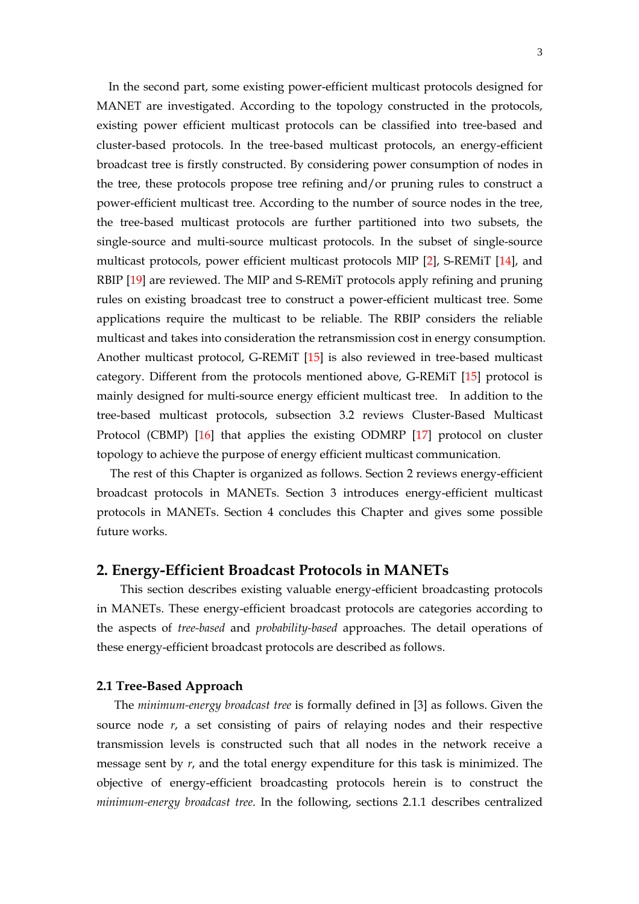In the second part, some existing power-efficient multicast protocols designed for MANET are investigated. According to the topology constructed in the protocols, existing power efficient multicast protocols can be classified into tree-based and cluster-based protocols. In the tree-based multicast protocols, an energy-efficient broadcast tree is firstly constructed. By considering power consumption of nodes in the tree, these protocols propose tree refining and/or pruning rules to construct a power-efficient multicast tree. According to the number of source nodes in the tree, the tree-based multicast protocols are further partitioned into two subsets, the single-source and multi-source multicast protocols. In the subset of single-source multicast protocols, power efficient multicast protocols MIP [2], S-REMiT [14], and RBIP [19] are reviewed. The MIP and S-REMiT protocols apply refining and pruning rules on existing broadcast tree to construct a power-efficient multicast tree. Some applications require the multicast to be reliable. The RBIP considers the reliable multicast and takes into consideration the retransmission cost in energy consumption. Another multicast protocol, G-REMiT [15] is also reviewed in tree-based multicast category. Different from the protocols mentioned above, G-REMiT [15] protocol is mainly designed for multi-source energy efficient multicast tree. In addition to the tree-based multicast protocols, subsection 3.2 reviews Cluster-Based Multicast Protocol (CBMP) [16] that applies the existing ODMRP [17] protocol on cluster topology to achieve the purpose of energy efficient multicast communication.

The rest of this Chapter is organized as follows. Section 2 reviews energy-efficient broadcast protocols in MANETs. Section 3 introduces energy-efficient multicast protocols in MANETs. Section 4 concludes this Chapter and gives some possible future works.

## 2. Energy-Efficient Broadcast Protocols in MANETs

This section describes existing valuable energy-efficient broadcasting protocols in MANETs. These energy-efficient broadcast protocols are categories according to the aspects of *tree-based* and *probability-based* approaches. The detail operations of these energy-efficient broadcast protocols are described as follows.

### 2.1 Tree-Based Approach

The *minimum-energy broadcast tree* is formally defined in [3] as follows. Given the source node *r*, a set consisting of pairs of relaying nodes and their respective transmission levels is constructed such that all nodes in the network receive a message sent by *r*, and the total energy expenditure for this task is minimized. The objective of energy-efficient broadcasting protocols herein is to construct the *minimum-energy broadcast tree*. In the following, sections 2.1.1 describes centralized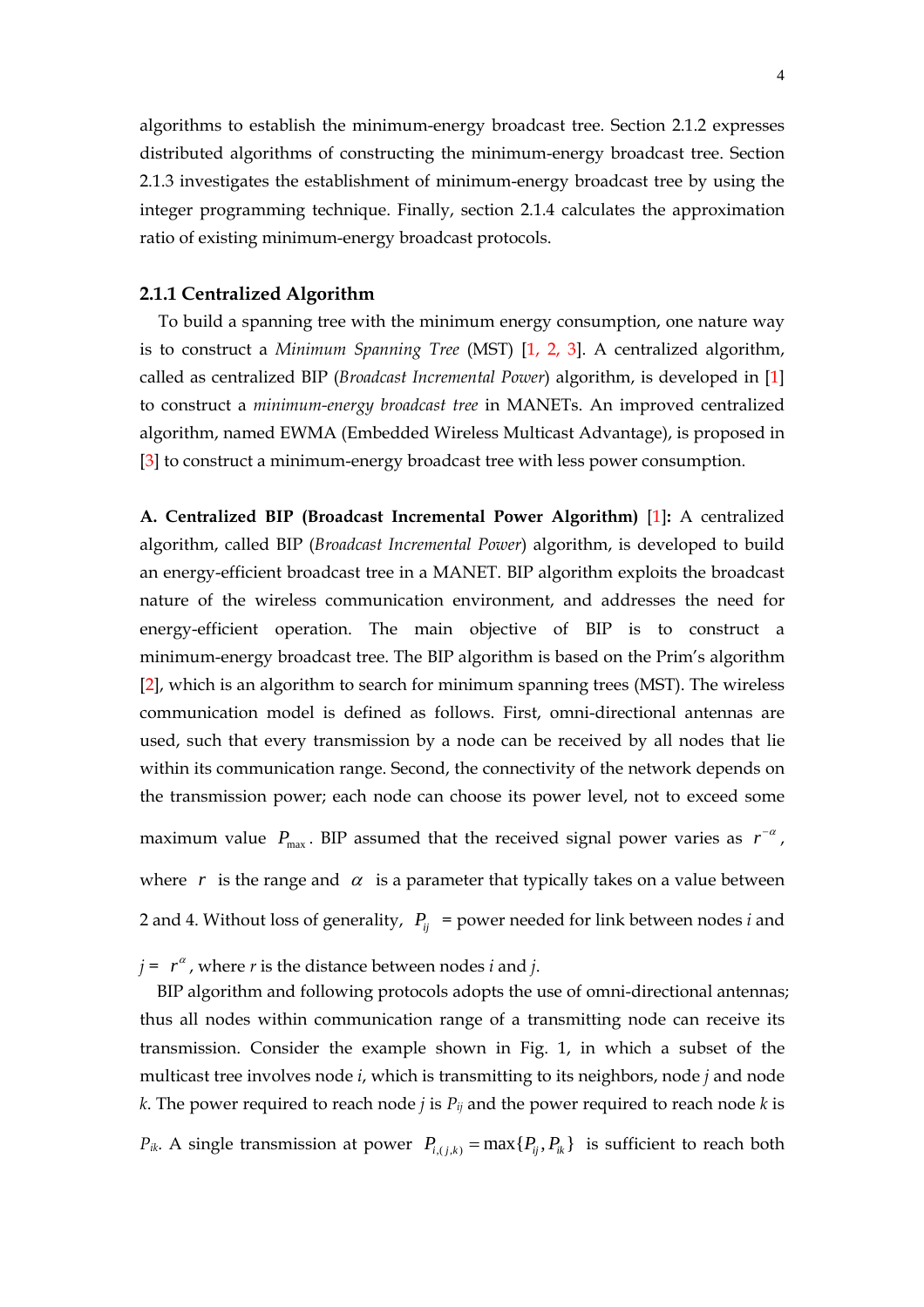algorithms to establish the minimum-energy broadcast tree. Section 2.1.2 expresses distributed algorithms of constructing the minimum-energy broadcast tree. Section 2.1.3 investigates the establishment of minimum-energy broadcast tree by using the integer programming technique. Finally, section 2.1.4 calculates the approximation ratio of existing minimum-energy broadcast protocols.

### 2.1.1 Centralized Algorithm

To build a spanning tree with the minimum energy consumption, one nature way is to construct a *Minimum Spanning Tree* (MST) [1, 2, 3]. A centralized algorithm, called as centralized BIP (*Broadcast Incremental Power*) algorithm, is developed in [1] to construct a *minimum-energy broadcast tree* in MANETs. An improved centralized algorithm, named EWMA (Embedded Wireless Multicast Advantage), is proposed in [3] to construct a minimum-energy broadcast tree with less power consumption.

**A. Centralized BIP (Broadcast Incremental Power Algorithm)** [1]**:** A centralized algorithm, called BIP (*Broadcast Incremental Power*) algorithm, is developed to build an energy-efficient broadcast tree in a MANET. BIP algorithm exploits the broadcast nature of the wireless communication environment, and addresses the need for energy-efficient operation. The main objective of BIP is to construct a minimum-energy broadcast tree. The BIP algorithm is based on the Prim's algorithm [2], which is an algorithm to search for minimum spanning trees (MST). The wireless communication model is defined as follows. First, omni-directional antennas are used, such that every transmission by a node can be received by all nodes that lie within its communication range. Second, the connectivity of the network depends on the transmission power; each node can choose its power level, not to exceed some maximum value $P_{\max}$. BIP assumed that the received signal power varies as $r^{-\alpha}$, where $r$ is the range and $\alpha$ is a parameter that typically takes on a value between 2 and 4. Without loss of generality, $P_{ij}$ = power needed for link between nodes *i* and *j* = $r^{\alpha}$, where *r* is the distance between nodes *i* and *j*.

BIP algorithm and following protocols adopts the use of omni-directional antennas; thus all nodes within communication range of a transmitting node can receive its transmission. Consider the example shown in Fig. 1, in which a subset of the multicast tree involves node *i*, which is transmitting to its neighbors, node *j* and node *k*. The power required to reach node *j* is $P_{ij}$ and the power required to reach node *k* is $P_{ik}$. A single transmission at power $P_{i,(j,k)} = \max\{P_{ij}, P_{ik}\}$ is sufficient to reach both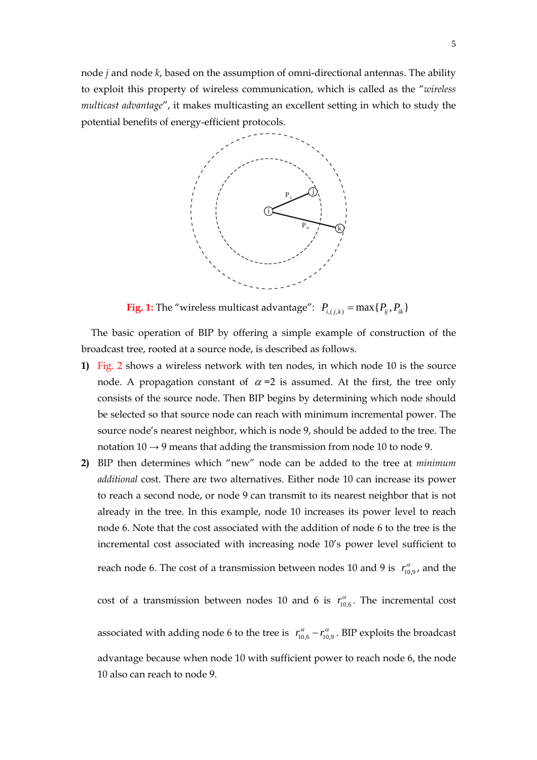node *j* and node *k*, based on the assumption of omni-directional antennas. The ability to exploit this property of wireless communication, which is called as the "*wireless multicast advantage*", it makes multicasting an excellent setting in which to study the potential benefits of energy-efficient protocols.

**Fig. 1:** The "wireless multicast advantage": $P_{i,(j,k)} = \max\{P_{ij}, P_{ik}\}$

The basic operation of BIP by offering a simple example of construction of the broadcast tree, rooted at a source node, is described as follows.

1) Fig. 2 shows a wireless network with ten nodes, in which node 10 is the source node. A propagation constant of $\alpha$ =2 is assumed. At the first, the tree only consists of the source node. Then BIP begins by determining which node should be selected so that source node can reach with minimum incremental power. The source node's nearest neighbor, which is node 9, should be added to the tree. The notation 10 $\rightarrow$ 9 means that adding the transmission from node 10 to node 9.

2) BIP then determines which "new" node can be added to the tree at *minimum additional* cost. There are two alternatives. Either node 10 can increase its power to reach a second node, or node 9 can transmit to its nearest neighbor that is not already in the tree. In this example, node 10 increases its power level to reach node 6. Note that the cost associated with the addition of node 6 to the tree is the incremental cost associated with increasing node 10's power level sufficient to reach node 6. The cost of a transmission between nodes 10 and 9 is $r_{10,9}^{\alpha}$, and the cost of a transmission between nodes 10 and 6 is $r_{10,6}^{\alpha}$. The incremental cost associated with adding node 6 to the tree is $r_{10,6}^{\alpha} - r_{10,9}^{\alpha}$. BIP exploits the broadcast advantage because when node 10 with sufficient power to reach node 6, the node 10 also can reach to node 9.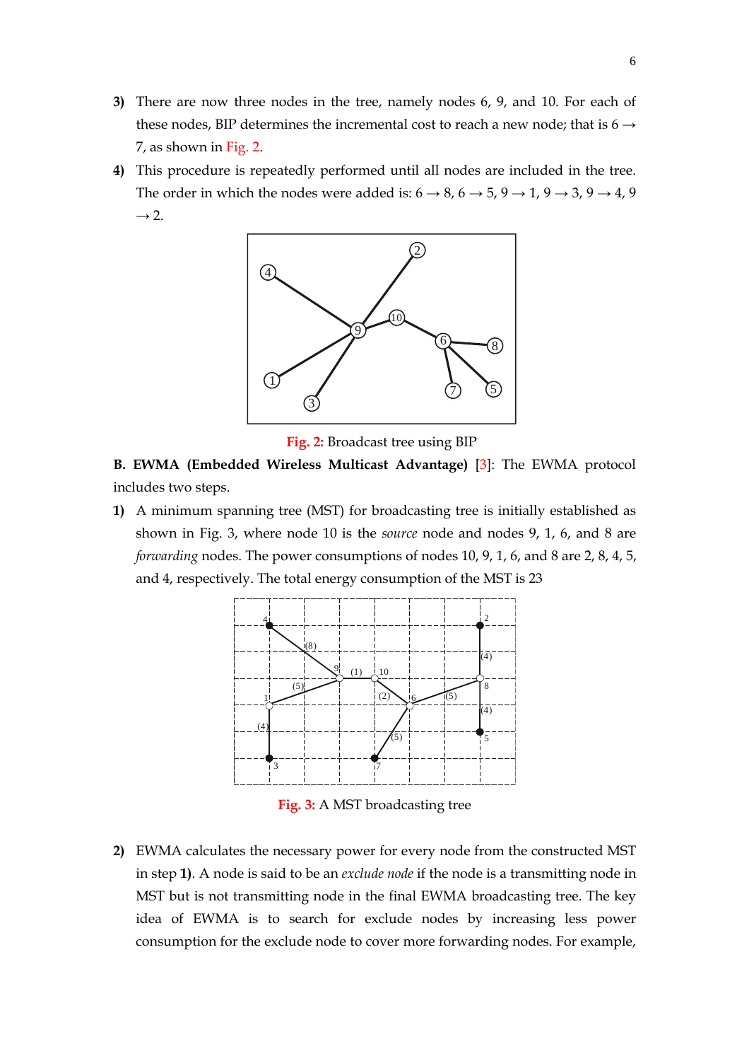3) There are now three nodes in the tree, namely nodes 6, 9, and 10. For each of these nodes, BIP determines the incremental cost to reach a new node; that is 6 → 7, as shown in Fig. 2.

4) This procedure is repeatedly performed until all nodes are included in the tree. The order in which the nodes were added is: 6 → 8, 6 → 5, 9 → 1, 9 → 3, 9 → 4, 9 → 2.

**Fig. 2:** Broadcast tree using BIP

**B. EWMA (Embedded Wireless Multicast Advantage)** [3]: The EWMA protocol includes two steps.

1) A minimum spanning tree (MST) for broadcasting tree is initially established as shown in Fig. 3, where node 10 is the *source* node and nodes 9, 1, 6, and 8 are *forwarding* nodes. The power consumptions of nodes 10, 9, 1, 6, and 8 are 2, 8, 4, 5, and 4, respectively. The total energy consumption of the MST is 23

**Fig. 3:** A MST broadcasting tree

2) EWMA calculates the necessary power for every node from the constructed MST in step **1)**. A node is said to be an *exclude node* if the node is a transmitting node in MST but is not transmitting node in the final EWMA broadcasting tree. The key idea of EWMA is to search for exclude nodes by increasing less power consumption for the exclude node to cover more forwarding nodes. For example,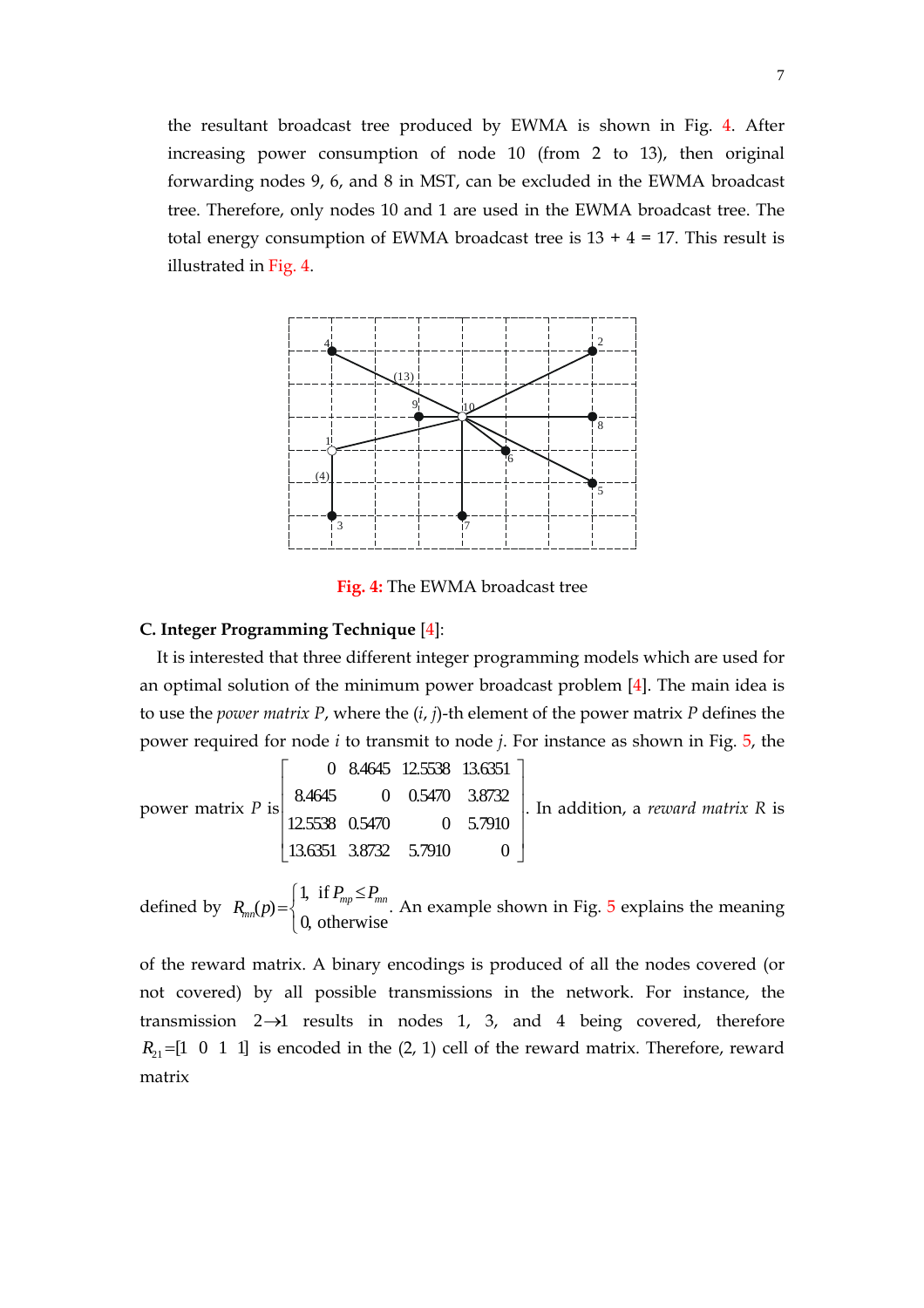the resultant broadcast tree produced by EWMA is shown in Fig. 4. After increasing power consumption of node 10 (from 2 to 13), then original forwarding nodes 9, 6, and 8 in MST, can be excluded in the EWMA broadcast tree. Therefore, only nodes 10 and 1 are used in the EWMA broadcast tree. The total energy consumption of EWMA broadcast tree is 13 + 4 = 17. This result is illustrated in Fig. 4.

**Fig. 4:** The EWMA broadcast tree

**C. Integer Programming Technique** [4]:

It is interested that three different integer programming models which are used for an optimal solution of the minimum power broadcast problem [4]. The main idea is to use the *power matrix* $P$, where the $(i, j)$-th element of the power matrix $P$ defines the power required for node $i$ to transmit to node $j$. For instance as shown in Fig. 5, the power matrix $P$ is $\begin{bmatrix} 0 & 8.4645 & 12.5538 & 13.6351 \\ 8.4645 & 0 & 0.5470 & 3.8732 \\ 12.5538 & 0.5470 & 0 & 5.7910 \\ 13.6351 & 3.8732 & 5.7910 & 0 \end{bmatrix}$. In addition, a *reward matrix* $R$ is defined by $R_{mn}(p)=\begin{cases} 1, & \text{if } P_{mp} \leq P_{mn} \\ 0, & \text{otherwise} \end{cases}$. An example shown in Fig. 5 explains the meaning of the reward matrix. A binary encodings is produced of all the nodes covered (or not covered) by all possible transmissions in the network. For instance, the transmission $2 \rightarrow 1$ results in nodes 1, 3, and 4 being covered, therefore $R_{21}=[1 \ \ 0 \ \ 1 \ \ 1]$ is encoded in the (2, 1) cell of the reward matrix. Therefore, reward matrix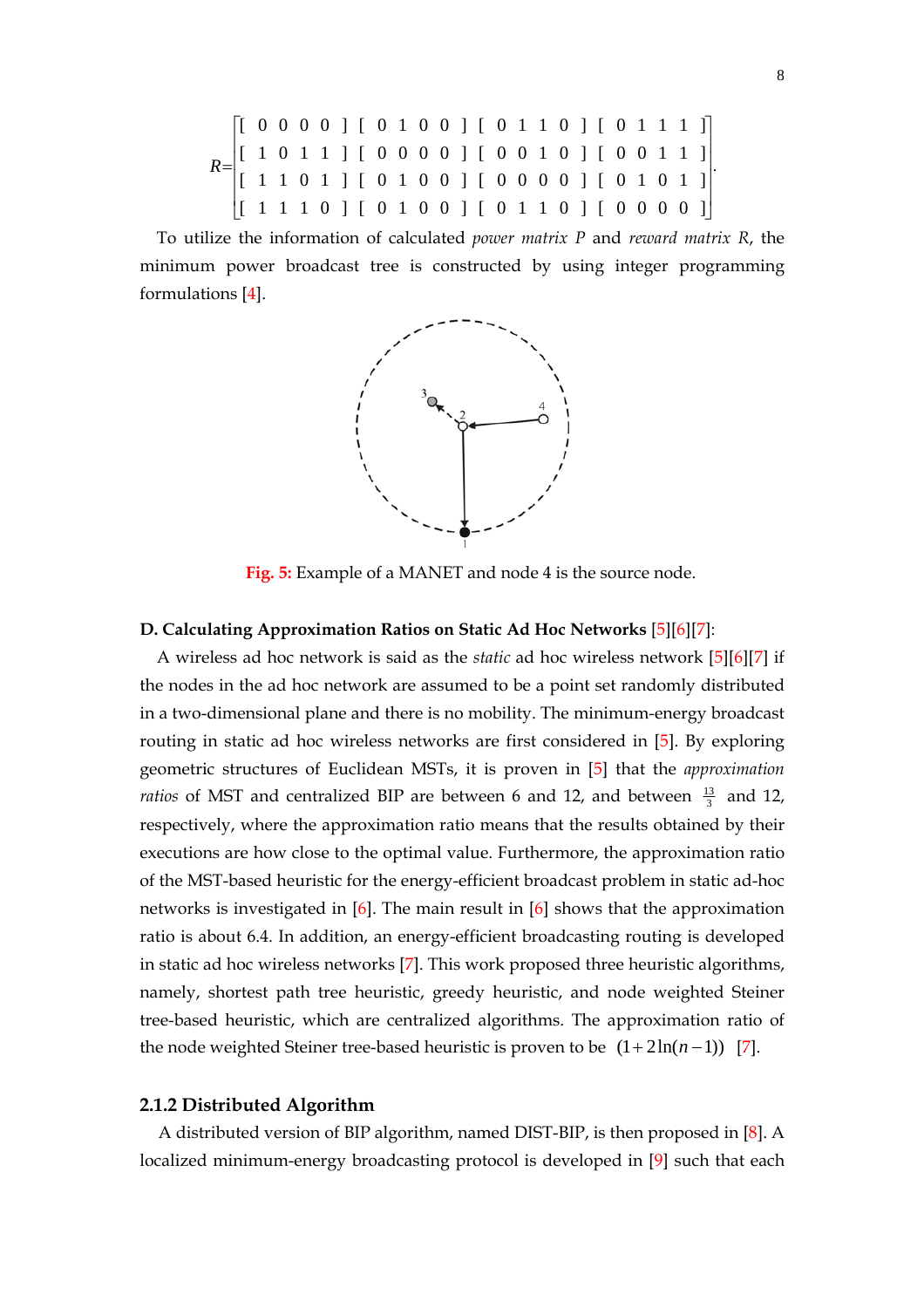$$R=\begin{bmatrix} [\ 0\ 0\ 0\ 0\ ] & [\ 0\ 1\ 0\ 0\ ] & [\ 0\ 1\ 1\ 0\ ] & [\ 0\ 1\ 1\ 1\ ] \\ [\ 1\ 0\ 1\ 1\ ] & [\ 0\ 0\ 0\ 0\ ] & [\ 0\ 0\ 1\ 0\ ] & [\ 0\ 0\ 1\ 1\ ] \\ [\ 1\ 1\ 0\ 1\ ] & [\ 0\ 1\ 0\ 0\ ] & [\ 0\ 0\ 0\ 0\ ] & [\ 0\ 1\ 0\ 1\ ] \\ [\ 1\ 1\ 1\ 0\ ] & [\ 0\ 1\ 0\ 0\ ] & [\ 0\ 1\ 1\ 0\ ] & [\ 0\ 0\ 0\ 0\ ] \end{bmatrix}.$$

To utilize the information of calculated *power matrix P* and *reward matrix R*, the minimum power broadcast tree is constructed by using integer programming formulations [4].

**Fig. 5:** Example of a MANET and node 4 is the source node.

**D. Calculating Approximation Ratios on Static Ad Hoc Networks [5][6][7]:**

A wireless ad hoc network is said as the *static* ad hoc wireless network [5][6][7] if the nodes in the ad hoc network are assumed to be a point set randomly distributed in a two-dimensional plane and there is no mobility. The minimum-energy broadcast routing in static ad hoc wireless networks are first considered in [5]. By exploring geometric structures of Euclidean MSTs, it is proven in [5] that the *approximation ratios* of MST and centralized BIP are between 6 and 12, and between $\frac{13}{3}$ and 12, respectively, where the approximation ratio means that the results obtained by their executions are how close to the optimal value. Furthermore, the approximation ratio of the MST-based heuristic for the energy-efficient broadcast problem in static ad-hoc networks is investigated in [6]. The main result in [6] shows that the approximation ratio is about 6.4. In addition, an energy-efficient broadcasting routing is developed in static ad hoc wireless networks [7]. This work proposed three heuristic algorithms, namely, shortest path tree heuristic, greedy heuristic, and node weighted Steiner tree-based heuristic, which are centralized algorithms. The approximation ratio of the node weighted Steiner tree-based heuristic is proven to be $(1+2\ln(n-1))$ [7].

### 2.1.2 Distributed Algorithm

A distributed version of BIP algorithm, named DIST-BIP, is then proposed in [8]. A localized minimum-energy broadcasting protocol is developed in [9] such that each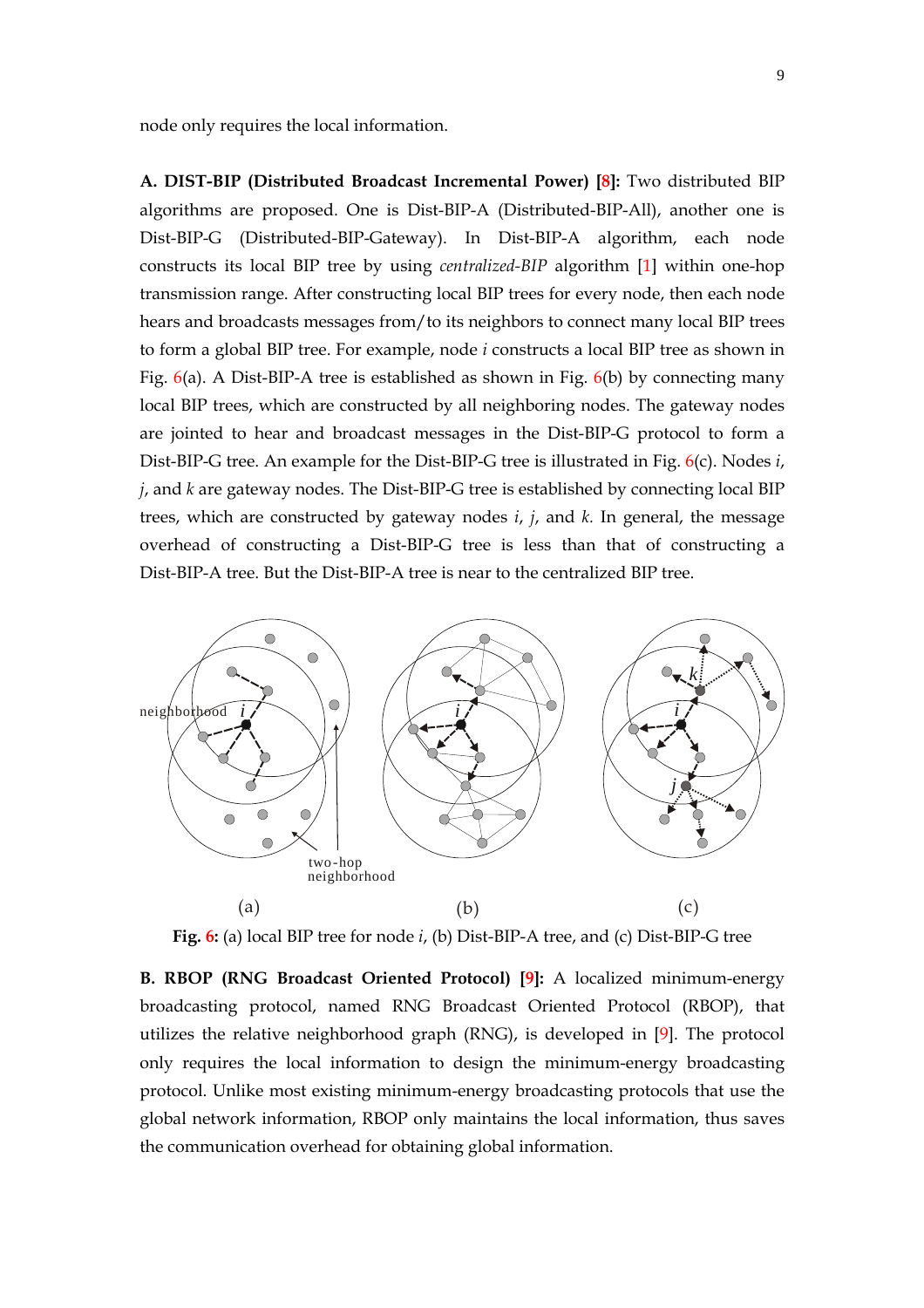node only requires the local information.

**A. DIST-BIP (Distributed Broadcast Incremental Power) [8]:** Two distributed BIP algorithms are proposed. One is Dist-BIP-A (Distributed-BIP-All), another one is Dist-BIP-G (Distributed-BIP-Gateway). In Dist-BIP-A algorithm, each node constructs its local BIP tree by using *centralized-BIP* algorithm [1] within one-hop transmission range. After constructing local BIP trees for every node, then each node hears and broadcasts messages from/to its neighbors to connect many local BIP trees to form a global BIP tree. For example, node *i* constructs a local BIP tree as shown in Fig. 6(a). A Dist-BIP-A tree is established as shown in Fig. 6(b) by connecting many local BIP trees, which are constructed by all neighboring nodes. The gateway nodes are jointed to hear and broadcast messages in the Dist-BIP-G protocol to form a Dist-BIP-G tree. An example for the Dist-BIP-G tree is illustrated in Fig. 6(c). Nodes *i*, *j*, and *k* are gateway nodes. The Dist-BIP-G tree is established by connecting local BIP trees, which are constructed by gateway nodes *i*, *j*, and *k*. In general, the message overhead of constructing a Dist-BIP-G tree is less than that of constructing a Dist-BIP-A tree. But the Dist-BIP-A tree is near to the centralized BIP tree.

**Fig. 6:** (a) local BIP tree for node *i*, (b) Dist-BIP-A tree, and (c) Dist-BIP-G tree

**B. RBOP (RNG Broadcast Oriented Protocol) [9]:** A localized minimum-energy broadcasting protocol, named RNG Broadcast Oriented Protocol (RBOP), that utilizes the relative neighborhood graph (RNG), is developed in [9]. The protocol only requires the local information to design the minimum-energy broadcasting protocol. Unlike most existing minimum-energy broadcasting protocols that use the global network information, RBOP only maintains the local information, thus saves the communication overhead for obtaining global information.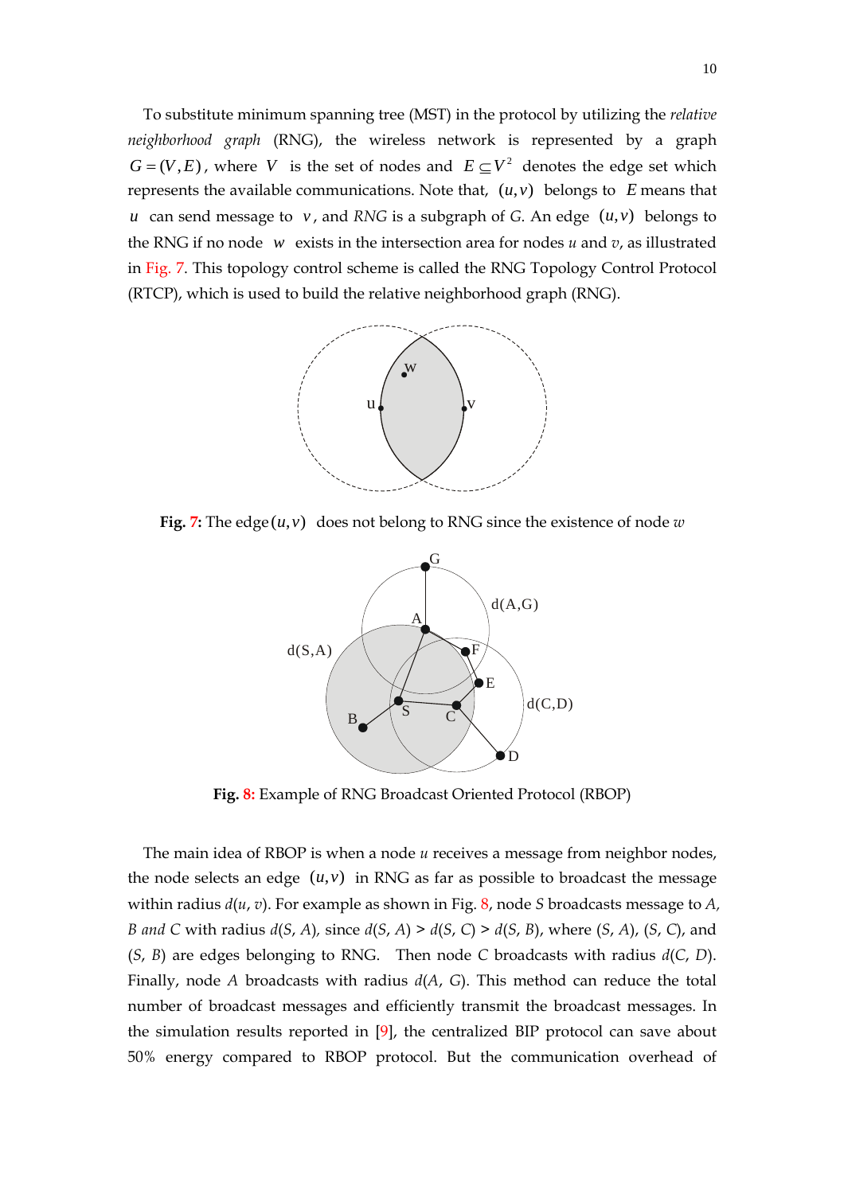To substitute minimum spanning tree (MST) in the protocol by utilizing the *relative neighborhood graph* (RNG), the wireless network is represented by a graph $G = (V, E)$, where $V$ is the set of nodes and $E \subseteq V^2$ denotes the edge set which represents the available communications. Note that, $(u, v)$ belongs to $E$ means that $u$ can send message to $v$, and *RNG* is a subgraph of *G*. An edge $(u, v)$ belongs to the RNG if no node $w$ exists in the intersection area for nodes *u* and *v*, as illustrated in Fig. 7. This topology control scheme is called the RNG Topology Control Protocol (RTCP), which is used to build the relative neighborhood graph (RNG).

**Fig. 7:** The edge $(u, v)$ does not belong to RNG since the existence of node *w*

**Fig. 8:** Example of RNG Broadcast Oriented Protocol (RBOP)

The main idea of RBOP is when a node *u* receives a message from neighbor nodes, the node selects an edge $(u, v)$ in RNG as far as possible to broadcast the message within radius *d*(*u*, *v*). For example as shown in Fig. 8, node *S* broadcasts message to *A, B and C* with radius *d*(*S*, *A*), since *d*(*S*, *A*) > *d*(*S*, *C*) > *d*(*S*, *B*), where (*S*, *A*), (*S*, *C*), and (*S*, *B*) are edges belonging to RNG. Then node *C* broadcasts with radius *d*(*C*, *D*). Finally, node *A* broadcasts with radius *d*(*A*, *G*). This method can reduce the total number of broadcast messages and efficiently transmit the broadcast messages. In the simulation results reported in [9], the centralized BIP protocol can save about 50% energy compared to RBOP protocol. But the communication overhead of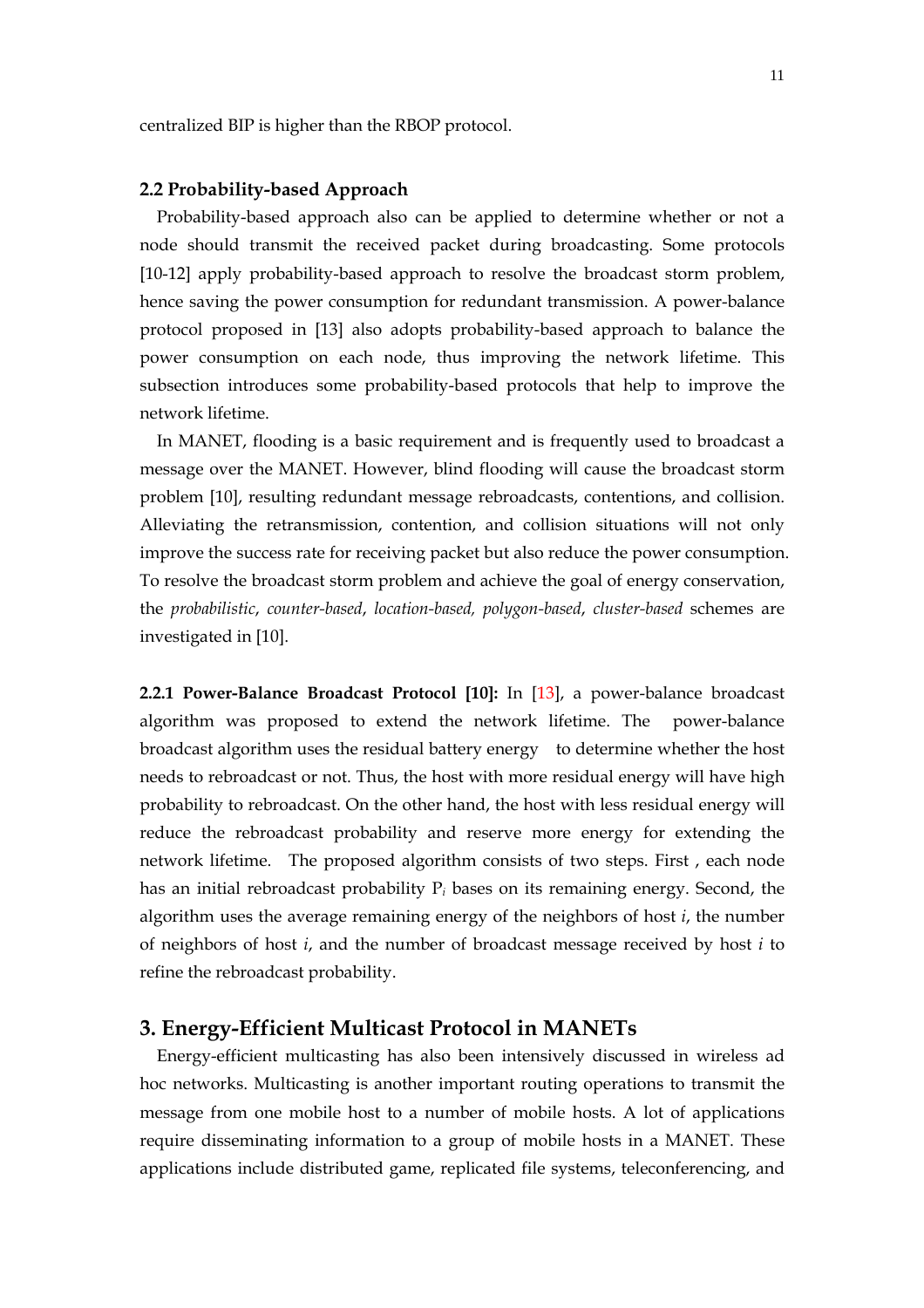centralized BIP is higher than the RBOP protocol.

### 2.2 Probability-based Approach

Probability-based approach also can be applied to determine whether or not a node should transmit the received packet during broadcasting. Some protocols [10-12] apply probability-based approach to resolve the broadcast storm problem, hence saving the power consumption for redundant transmission. A power-balance protocol proposed in [13] also adopts probability-based approach to balance the power consumption on each node, thus improving the network lifetime. This subsection introduces some probability-based protocols that help to improve the network lifetime.

In MANET, flooding is a basic requirement and is frequently used to broadcast a message over the MANET. However, blind flooding will cause the broadcast storm problem [10], resulting redundant message rebroadcasts, contentions, and collision. Alleviating the retransmission, contention, and collision situations will not only improve the success rate for receiving packet but also reduce the power consumption. To resolve the broadcast storm problem and achieve the goal of energy conservation, the *probabilistic*, *counter-based*, *location-based, polygon-based*, *cluster-based* schemes are investigated in [10].

**2.2.1 Power-Balance Broadcast Protocol [10]:** In [13], a power-balance broadcast algorithm was proposed to extend the network lifetime. The power-balance broadcast algorithm uses the residual battery energy to determine whether the host needs to rebroadcast or not. Thus, the host with more residual energy will have high probability to rebroadcast. On the other hand, the host with less residual energy will reduce the rebroadcast probability and reserve more energy for extending the network lifetime. The proposed algorithm consists of two steps. First , each node has an initial rebroadcast probability $P_i$ bases on its remaining energy. Second, the algorithm uses the average remaining energy of the neighbors of host *i*, the number of neighbors of host *i*, and the number of broadcast message received by host *i* to refine the rebroadcast probability.

## 3. Energy-Efficient Multicast Protocol in MANETs

Energy-efficient multicasting has also been intensively discussed in wireless ad hoc networks. Multicasting is another important routing operations to transmit the message from one mobile host to a number of mobile hosts. A lot of applications require disseminating information to a group of mobile hosts in a MANET. These applications include distributed game, replicated file systems, teleconferencing, and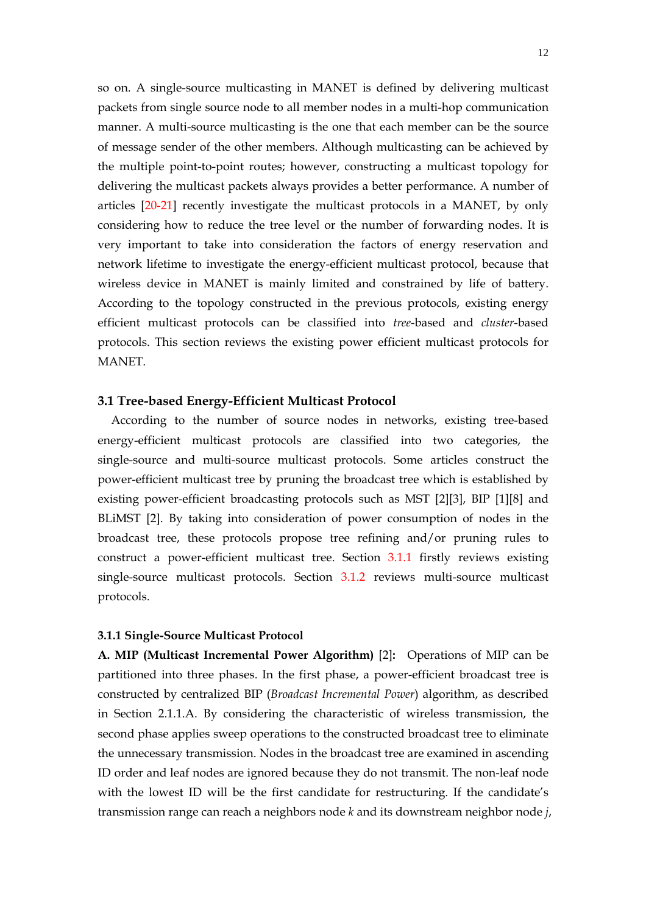so on. A single-source multicasting in MANET is defined by delivering multicast packets from single source node to all member nodes in a multi-hop communication manner. A multi-source multicasting is the one that each member can be the source of message sender of the other members. Although multicasting can be achieved by the multiple point-to-point routes; however, constructing a multicast topology for delivering the multicast packets always provides a better performance. A number of articles [20-21] recently investigate the multicast protocols in a MANET, by only considering how to reduce the tree level or the number of forwarding nodes. It is very important to take into consideration the factors of energy reservation and network lifetime to investigate the energy-efficient multicast protocol, because that wireless device in MANET is mainly limited and constrained by life of battery. According to the topology constructed in the previous protocols, existing energy efficient multicast protocols can be classified into *tree*-based and *cluster*-based protocols. This section reviews the existing power efficient multicast protocols for MANET.

## 3.1 Tree-based Energy-Efficient Multicast Protocol

According to the number of source nodes in networks, existing tree-based energy-efficient multicast protocols are classified into two categories, the single-source and multi-source multicast protocols. Some articles construct the power-efficient multicast tree by pruning the broadcast tree which is established by existing power-efficient broadcasting protocols such as MST [2][3], BIP [1][8] and BLiMST [2]. By taking into consideration of power consumption of nodes in the broadcast tree, these protocols propose tree refining and/or pruning rules to construct a power-efficient multicast tree. Section 3.1.1 firstly reviews existing single-source multicast protocols. Section 3.1.2 reviews multi-source multicast protocols.

### 3.1.1 Single-Source Multicast Protocol

**A. MIP (Multicast Incremental Power Algorithm)** [2]**:** Operations of MIP can be partitioned into three phases. In the first phase, a power-efficient broadcast tree is constructed by centralized BIP (*Broadcast Incremental Power*) algorithm, as described in Section 2.1.1.A. By considering the characteristic of wireless transmission, the second phase applies sweep operations to the constructed broadcast tree to eliminate the unnecessary transmission. Nodes in the broadcast tree are examined in ascending ID order and leaf nodes are ignored because they do not transmit. The non-leaf node with the lowest ID will be the first candidate for restructuring. If the candidate's transmission range can reach a neighbors node $k$ and its downstream neighbor node $j$,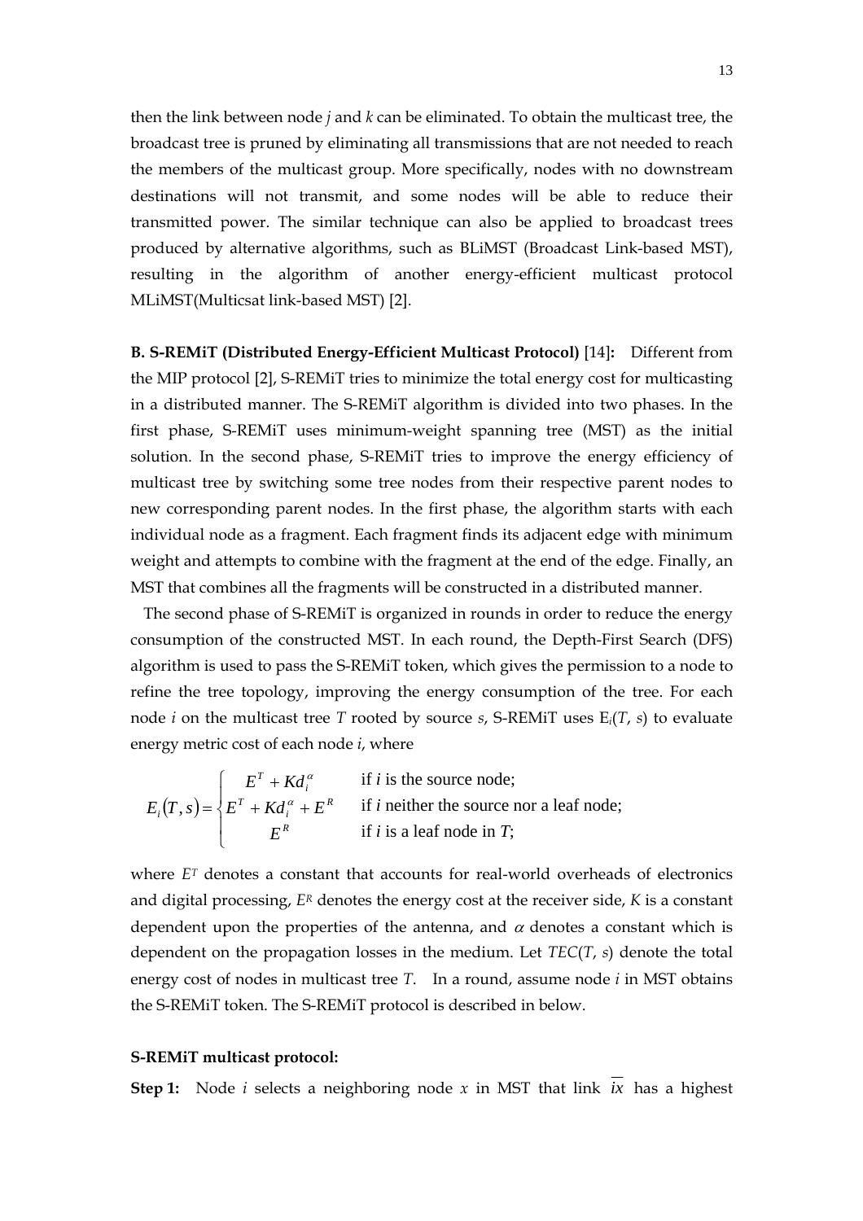then the link between node $j$ and $k$ can be eliminated. To obtain the multicast tree, the broadcast tree is pruned by eliminating all transmissions that are not needed to reach the members of the multicast group. More specifically, nodes with no downstream destinations will not transmit, and some nodes will be able to reduce their transmitted power. The similar technique can also be applied to broadcast trees produced by alternative algorithms, such as BLiMST (Broadcast Link-based MST), resulting in the algorithm of another energy-efficient multicast protocol MLiMST(Multicsat link-based MST) [2].

**B. S-REMiT (Distributed Energy-Efficient Multicast Protocol)** [14]**:** Different from the MIP protocol [2], S-REMiT tries to minimize the total energy cost for multicasting in a distributed manner. The S-REMiT algorithm is divided into two phases. In the first phase, S-REMiT uses minimum-weight spanning tree (MST) as the initial solution. In the second phase, S-REMiT tries to improve the energy efficiency of multicast tree by switching some tree nodes from their respective parent nodes to new corresponding parent nodes. In the first phase, the algorithm starts with each individual node as a fragment. Each fragment finds its adjacent edge with minimum weight and attempts to combine with the fragment at the end of the edge. Finally, an MST that combines all the fragments will be constructed in a distributed manner.

The second phase of S-REMiT is organized in rounds in order to reduce the energy consumption of the constructed MST. In each round, the Depth-First Search (DFS) algorithm is used to pass the S-REMiT token, which gives the permission to a node to refine the tree topology, improving the energy consumption of the tree. For each node $i$ on the multicast tree $T$ rooted by source $s$, S-REMiT uses $E_i(T, s)$ to evaluate energy metric cost of each node $i$, where

$$E_i(T,s) = \begin{cases} E^T + Kd_i^{\alpha} & \text{if } i \text{ is the source node;} \\ E^T + Kd_i^{\alpha} + E^R & \text{if } i \text{ neither the source nor a leaf node;} \\ E^R & \text{if } i \text{ is a leaf node in } T; \end{cases}$$

where $E^T$ denotes a constant that accounts for real-world overheads of electronics and digital processing, $E^R$ denotes the energy cost at the receiver side, $K$ is a constant dependent upon the properties of the antenna, and $\alpha$ denotes a constant which is dependent on the propagation losses in the medium. Let $TEC(T, s)$ denote the total energy cost of nodes in multicast tree $T$. In a round, assume node $i$ in MST obtains the S-REMiT token. The S-REMiT protocol is described in below.

**S-REMiT multicast protocol:**

**Step 1:** Node $i$ selects a neighboring node $x$ in MST that link $\overline{ix}$ has a highest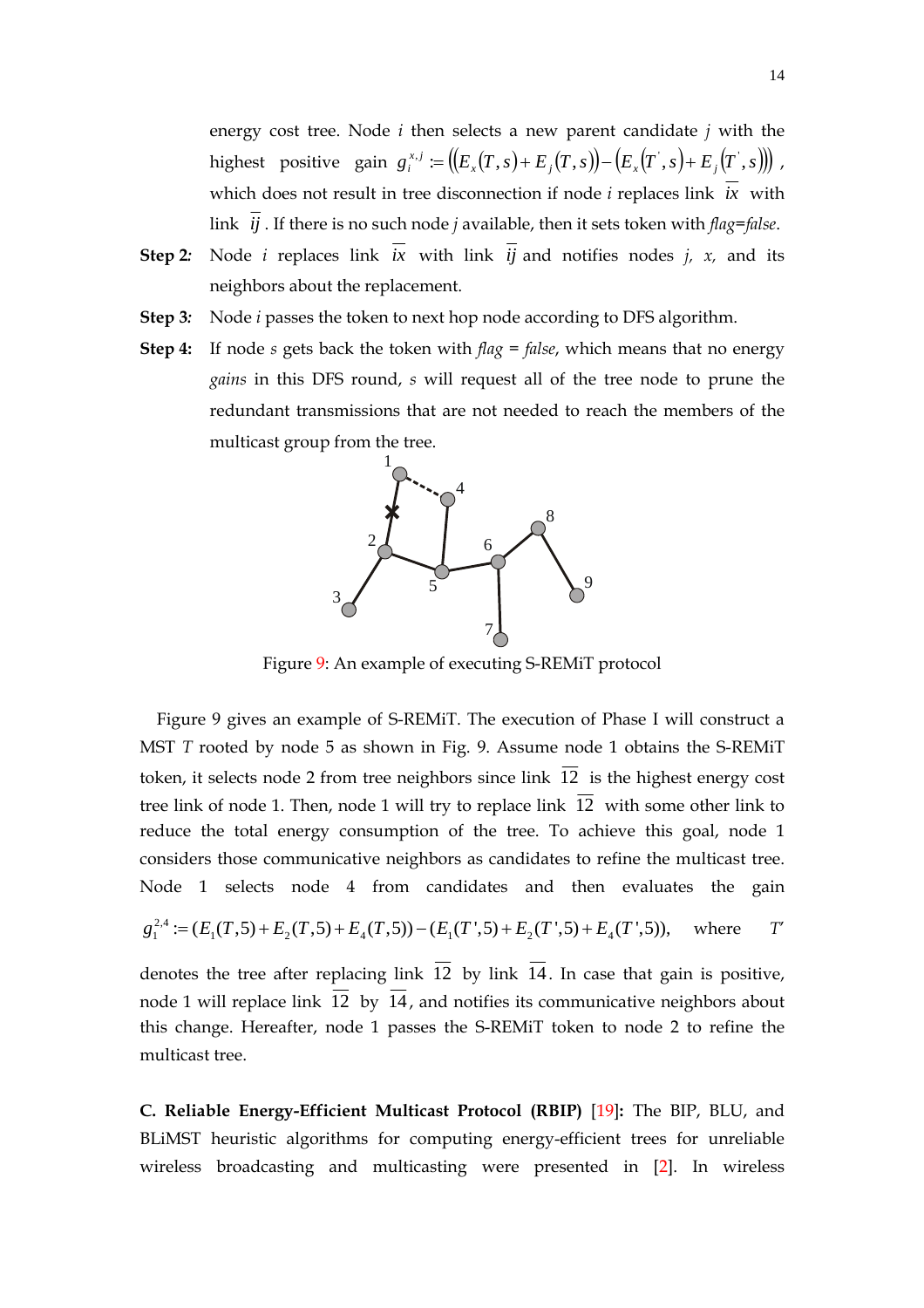energy cost tree. Node $i$ then selects a new parent candidate $j$ with the highest positive gain $g_i^{x,j} := \left(\left(E_x(T,s) + E_j(T,s)\right) - \left(E_x(T',s) + E_j(T',s)\right)\right)$, which does not result in tree disconnection if node $i$ replaces link $\overline{ix}$ with link $\overline{ij}$. If there is no such node $j$ available, then it sets token with *flag=false*.

**Step 2:** Node $i$ replaces link $\overline{ix}$ with link $\overline{ij}$ and notifies nodes $j$, $x$, and its neighbors about the replacement.

**Step 3:** Node $i$ passes the token to next hop node according to DFS algorithm.

**Step 4:** If node $s$ gets back the token with *flag = false*, which means that no energy *gains* in this DFS round, $s$ will request all of the tree node to prune the redundant transmissions that are not needed to reach the members of the multicast group from the tree.

Figure 9: An example of executing S-REMiT protocol

Figure 9 gives an example of S-REMiT. The execution of Phase I will construct a MST $T$ rooted by node 5 as shown in Fig. 9. Assume node 1 obtains the S-REMiT token, it selects node 2 from tree neighbors since link $\overline{12}$ is the highest energy cost tree link of node 1. Then, node 1 will try to replace link $\overline{12}$ with some other link to reduce the total energy consumption of the tree. To achieve this goal, node 1 considers those communicative neighbors as candidates to refine the multicast tree. Node 1 selects node 4 from candidates and then evaluates the gain $g_1^{2,4} := (E_1(T,5) + E_2(T,5) + E_4(T,5)) - (E_1(T',5) + E_2(T',5) + E_4(T',5))$, where $T'$ denotes the tree after replacing link $\overline{12}$ by link $\overline{14}$. In case that gain is positive, node 1 will replace link $\overline{12}$ by $\overline{14}$, and notifies its communicative neighbors about this change. Hereafter, node 1 passes the S-REMiT token to node 2 to refine the multicast tree.

**C. Reliable Energy-Efficient Multicast Protocol (RBIP)** [19]**:** The BIP, BLU, and BLiMST heuristic algorithms for computing energy-efficient trees for unreliable wireless broadcasting and multicasting were presented in [2]. In wireless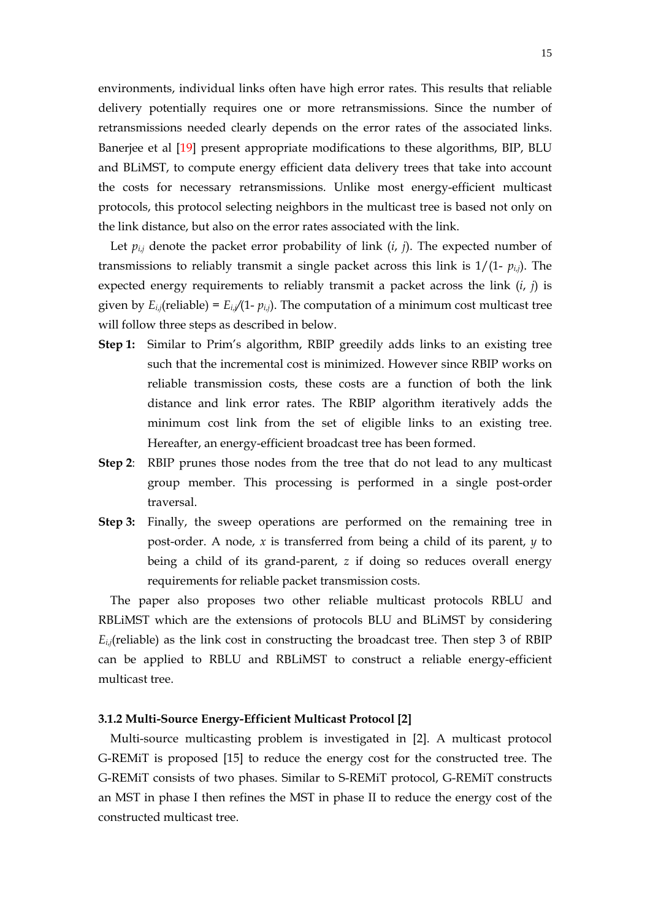environments, individual links often have high error rates. This results that reliable delivery potentially requires one or more retransmissions. Since the number of retransmissions needed clearly depends on the error rates of the associated links. Banerjee et al [19] present appropriate modifications to these algorithms, BIP, BLU and BLiMST, to compute energy efficient data delivery trees that take into account the costs for necessary retransmissions. Unlike most energy-efficient multicast protocols, this protocol selecting neighbors in the multicast tree is based not only on the link distance, but also on the error rates associated with the link.

Let $p_{i,j}$ denote the packet error probability of link ($i$, $j$). The expected number of transmissions to reliably transmit a single packet across this link is $1/(1- p_{i,j})$. The expected energy requirements to reliably transmit a packet across the link ($i$, $j$) is given by $E_{i,j}$(reliable) = $E_{i,j}/(1- p_{i,j})$. The computation of a minimum cost multicast tree will follow three steps as described in below.

**Step 1:** Similar to Prim's algorithm, RBIP greedily adds links to an existing tree such that the incremental cost is minimized. However since RBIP works on reliable transmission costs, these costs are a function of both the link distance and link error rates. The RBIP algorithm iteratively adds the minimum cost link from the set of eligible links to an existing tree. Hereafter, an energy-efficient broadcast tree has been formed.

**Step 2**: RBIP prunes those nodes from the tree that do not lead to any multicast group member. This processing is performed in a single post-order traversal.

**Step 3:** Finally, the sweep operations are performed on the remaining tree in post-order. A node, $x$ is transferred from being a child of its parent, $y$ to being a child of its grand-parent, $z$ if doing so reduces overall energy requirements for reliable packet transmission costs.

The paper also proposes two other reliable multicast protocols RBLU and RBLiMST which are the extensions of protocols BLU and BLiMST by considering $E_{i,j}$(reliable) as the link cost in constructing the broadcast tree. Then step 3 of RBIP can be applied to RBLU and RBLiMST to construct a reliable energy-efficient multicast tree.

### 3.1.2 Multi-Source Energy-Efficient Multicast Protocol [2]

Multi-source multicasting problem is investigated in [2]. A multicast protocol G-REMiT is proposed [15] to reduce the energy cost for the constructed tree. The G-REMiT consists of two phases. Similar to S-REMiT protocol, G-REMiT constructs an MST in phase I then refines the MST in phase II to reduce the energy cost of the constructed multicast tree.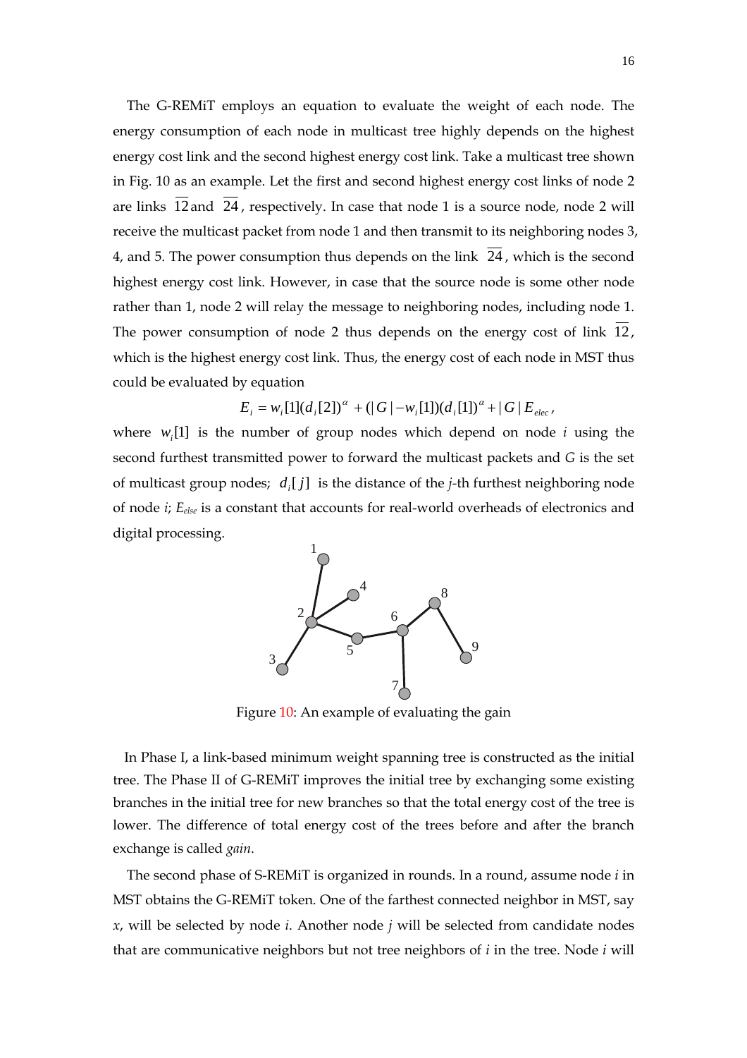The G-REMiT employs an equation to evaluate the weight of each node. The energy consumption of each node in multicast tree highly depends on the highest energy cost link and the second highest energy cost link. Take a multicast tree shown in Fig. 10 as an example. Let the first and second highest energy cost links of node 2 are links $\overline{12}$ and $\overline{24}$, respectively. In case that node 1 is a source node, node 2 will receive the multicast packet from node 1 and then transmit to its neighboring nodes 3, 4, and 5. The power consumption thus depends on the link $\overline{24}$, which is the second highest energy cost link. However, in case that the source node is some other node rather than 1, node 2 will relay the message to neighboring nodes, including node 1. The power consumption of node 2 thus depends on the energy cost of link $\overline{12}$, which is the highest energy cost link. Thus, the energy cost of each node in MST thus could be evaluated by equation

$$E_i = w_i[1](d_i[2])^\alpha + (|G| - w_i[1])(d_i[1])^\alpha + |G|E_{elec},$$

where $w_i[1]$ is the number of group nodes which depend on node $i$ using the second furthest transmitted power to forward the multicast packets and $G$ is the set of multicast group nodes; $d_i[j]$ is the distance of the $j$-th furthest neighboring node of node $i$; $E_{else}$ is a constant that accounts for real-world overheads of electronics and digital processing.

Figure 10: An example of evaluating the gain

In Phase I, a link-based minimum weight spanning tree is constructed as the initial tree. The Phase II of G-REMiT improves the initial tree by exchanging some existing branches in the initial tree for new branches so that the total energy cost of the tree is lower. The difference of total energy cost of the trees before and after the branch exchange is called *gain*.

The second phase of S-REMiT is organized in rounds. In a round, assume node $i$ in MST obtains the G-REMiT token. One of the farthest connected neighbor in MST, say $x$, will be selected by node $i$. Another node $j$ will be selected from candidate nodes that are communicative neighbors but not tree neighbors of $i$ in the tree. Node $i$ will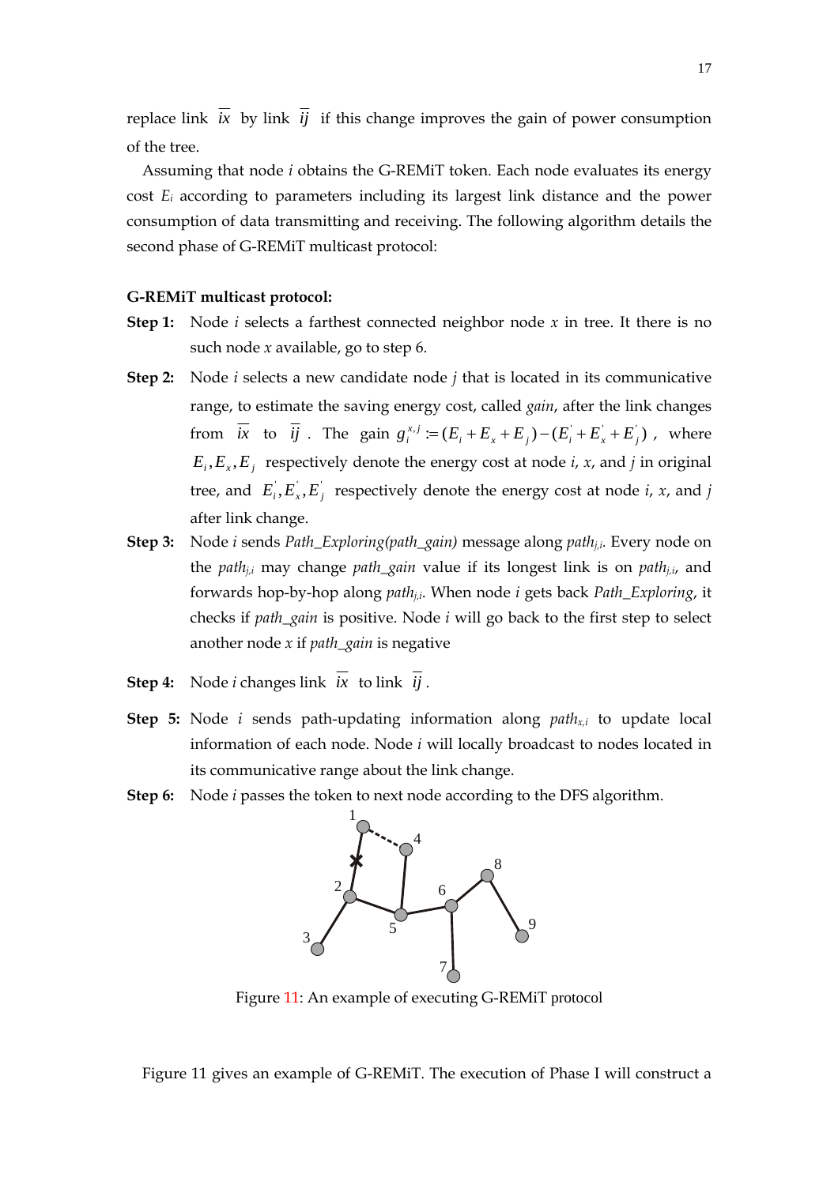replace link $\overline{ix}$ by link $\overline{ij}$ if this change improves the gain of power consumption of the tree.

Assuming that node *i* obtains the G-REMiT token. Each node evaluates its energy cost $E_i$ according to parameters including its largest link distance and the power consumption of data transmitting and receiving. The following algorithm details the second phase of G-REMiT multicast protocol:

**G-REMiT multicast protocol:**

**Step 1:** Node *i* selects a farthest connected neighbor node *x* in tree. It there is no such node *x* available, go to step 6.

**Step 2:** Node *i* selects a new candidate node *j* that is located in its communicative range, to estimate the saving energy cost, called *gain*, after the link changes from $\overline{ix}$ to $\overline{ij}$. The gain $g_i^{x,j} := (E_i + E_x + E_j) - (E_i^{'} + E_x^{'} + E_j^{'})$, where $E_i, E_x, E_j$ respectively denote the energy cost at node *i*, *x*, and *j* in original tree, and $E_i^{'}, E_x^{'}, E_j^{'}$ respectively denote the energy cost at node *i*, *x*, and *j* after link change.

**Step 3:** Node *i* sends *Path_Exploring(path_gain)* message along $path_{j,i}$. Every node on the $path_{j,i}$ may change *path_gain* value if its longest link is on $path_{j,i}$, and forwards hop-by-hop along $path_{j,i}$. When node *i* gets back *Path_Exploring*, it checks if *path_gain* is positive. Node *i* will go back to the first step to select another node *x* if *path_gain* is negative

**Step 4:** Node *i* changes link $\overline{ix}$ to link $\overline{ij}$.

**Step 5:** Node *i* sends path-updating information along $path_{x,i}$ to update local information of each node. Node *i* will locally broadcast to nodes located in its communicative range about the link change.

**Step 6:** Node *i* passes the token to next node according to the DFS algorithm.

Figure 11: An example of executing G-REMiT protocol

Figure 11 gives an example of G-REMiT. The execution of Phase I will construct a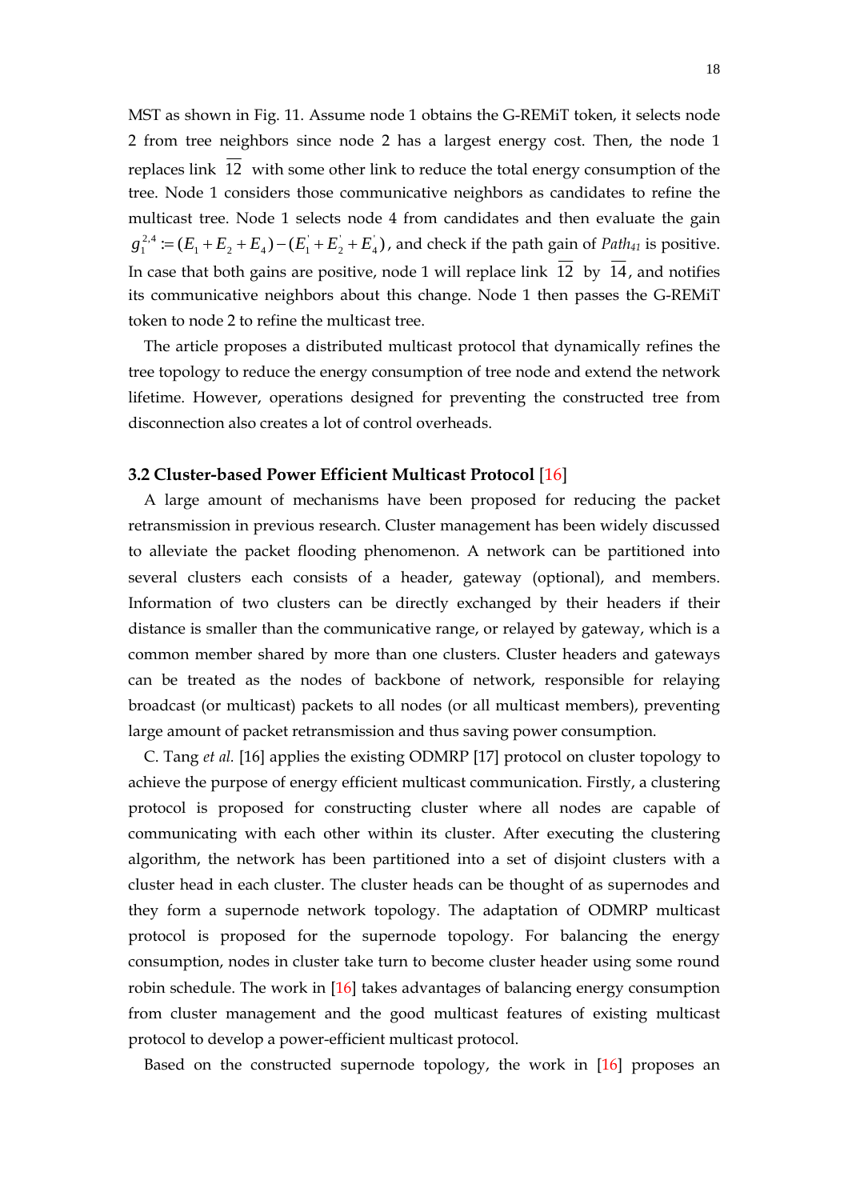MST as shown in Fig. 11. Assume node 1 obtains the G-REMiT token, it selects node 2 from tree neighbors since node 2 has a largest energy cost. Then, the node 1 replaces link $\overline{12}$ with some other link to reduce the total energy consumption of the tree. Node 1 considers those communicative neighbors as candidates to refine the multicast tree. Node 1 selects node 4 from candidates and then evaluate the gain $g_1^{2,4} := (E_1 + E_2 + E_4) - (E_1^{'} + E_2^{'} + E_4^{'})$, and check if the path gain of $Path_{41}$ is positive. In case that both gains are positive, node 1 will replace link $\overline{12}$ by $\overline{14}$, and notifies its communicative neighbors about this change. Node 1 then passes the G-REMiT token to node 2 to refine the multicast tree.

The article proposes a distributed multicast protocol that dynamically refines the tree topology to reduce the energy consumption of tree node and extend the network lifetime. However, operations designed for preventing the constructed tree from disconnection also creates a lot of control overheads.

### 3.2 Cluster-based Power Efficient Multicast Protocol [16]

A large amount of mechanisms have been proposed for reducing the packet retransmission in previous research. Cluster management has been widely discussed to alleviate the packet flooding phenomenon. A network can be partitioned into several clusters each consists of a header, gateway (optional), and members. Information of two clusters can be directly exchanged by their headers if their distance is smaller than the communicative range, or relayed by gateway, which is a common member shared by more than one clusters. Cluster headers and gateways can be treated as the nodes of backbone of network, responsible for relaying broadcast (or multicast) packets to all nodes (or all multicast members), preventing large amount of packet retransmission and thus saving power consumption.

C. Tang *et al.* [16] applies the existing ODMRP [17] protocol on cluster topology to achieve the purpose of energy efficient multicast communication. Firstly, a clustering protocol is proposed for constructing cluster where all nodes are capable of communicating with each other within its cluster. After executing the clustering algorithm, the network has been partitioned into a set of disjoint clusters with a cluster head in each cluster. The cluster heads can be thought of as supernodes and they form a supernode network topology. The adaptation of ODMRP multicast protocol is proposed for the supernode topology. For balancing the energy consumption, nodes in cluster take turn to become cluster header using some round robin schedule. The work in [16] takes advantages of balancing energy consumption from cluster management and the good multicast features of existing multicast protocol to develop a power-efficient multicast protocol.

Based on the constructed supernode topology, the work in [16] proposes an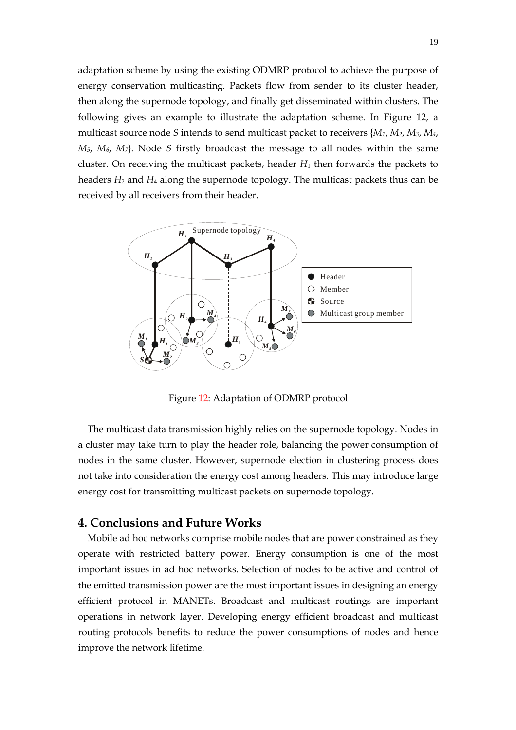adaptation scheme by using the existing ODMRP protocol to achieve the purpose of energy conservation multicasting. Packets flow from sender to its cluster header, then along the supernode topology, and finally get disseminated within clusters. The following gives an example to illustrate the adaptation scheme. In Figure 12, a multicast source node *S* intends to send multicast packet to receivers {$M_1$, $M_2$, $M_3$, $M_4$, $M_5$, $M_6$, $M_7$}. Node *S* firstly broadcast the message to all nodes within the same cluster. On receiving the multicast packets, header $H_1$ then forwards the packets to headers $H_2$ and $H_4$ along the supernode topology. The multicast packets thus can be received by all receivers from their header.

Figure 12: Adaptation of ODMRP protocol

The multicast data transmission highly relies on the supernode topology. Nodes in a cluster may take turn to play the header role, balancing the power consumption of nodes in the same cluster. However, supernode election in clustering process does not take into consideration the energy cost among headers. This may introduce large energy cost for transmitting multicast packets on supernode topology.

## 4. Conclusions and Future Works

Mobile ad hoc networks comprise mobile nodes that are power constrained as they operate with restricted battery power. Energy consumption is one of the most important issues in ad hoc networks. Selection of nodes to be active and control of the emitted transmission power are the most important issues in designing an energy efficient protocol in MANETs. Broadcast and multicast routings are important operations in network layer. Developing energy efficient broadcast and multicast routing protocols benefits to reduce the power consumptions of nodes and hence improve the network lifetime.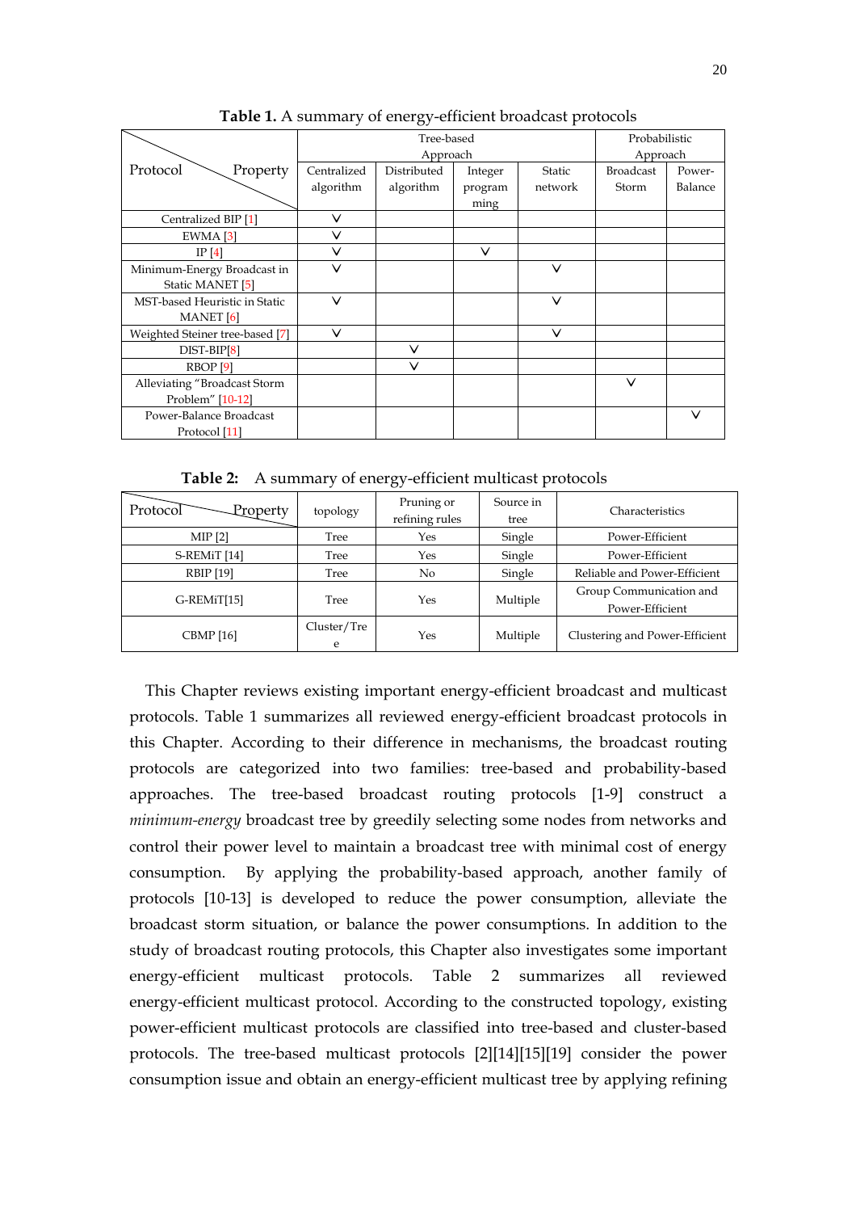**Table 1.** A summary of energy-efficient broadcast protocols

| Protocol \ Property | Tree-based Approach | | | | Probabilistic Approach | |
|---|---|---|---|---|---|---|
| | Centralized algorithm | Distributed algorithm | Integer programming | Static network | Broadcast Storm | Power-Balance |
| Centralized BIP [1] | V | | | | | |
| EWMA [3] | V | | | | | |
| IP [4] | V | | V | | | |
| Minimum-Energy Broadcast in Static MANET [5] | V | | | V | | |
| MST-based Heuristic in Static MANET [6] | V | | | V | | |
| Weighted Steiner tree-based [7] | V | | | V | | |
| DIST-BIP[8] | | V | | | | |
| RBOP [9] | | V | | | | |
| Alleviating "Broadcast Storm Problem" [10-12] | | | | | V | |
| Power-Balance Broadcast Protocol [11] | | | | | | V |

**Table 2:** A summary of energy-efficient multicast protocols

| Protocol \ Property | topology | Pruning or refining rules | Source in tree | Characteristics |
|---|---|---|---|---|
| MIP [2] | Tree | Yes | Single | Power-Efficient |
| S-REMiT [14] | Tree | Yes | Single | Power-Efficient |
| RBIP [19] | Tree | No | Single | Reliable and Power-Efficient |
| G-REMiT[15] | Tree | Yes | Multiple | Group Communication and Power-Efficient |
| CBMP [16] | Cluster/Tree | Yes | Multiple | Clustering and Power-Efficient |

This Chapter reviews existing important energy-efficient broadcast and multicast protocols. Table 1 summarizes all reviewed energy-efficient broadcast protocols in this Chapter. According to their difference in mechanisms, the broadcast routing protocols are categorized into two families: tree-based and probability-based approaches. The tree-based broadcast routing protocols [1-9] construct a *minimum-energy* broadcast tree by greedily selecting some nodes from networks and control their power level to maintain a broadcast tree with minimal cost of energy consumption. By applying the probability-based approach, another family of protocols [10-13] is developed to reduce the power consumption, alleviate the broadcast storm situation, or balance the power consumptions. In addition to the study of broadcast routing protocols, this Chapter also investigates some important energy-efficient multicast protocols. Table 2 summarizes all reviewed energy-efficient multicast protocol. According to the constructed topology, existing power-efficient multicast protocols are classified into tree-based and cluster-based protocols. The tree-based multicast protocols [2][14][15][19] consider the power consumption issue and obtain an energy-efficient multicast tree by applying refining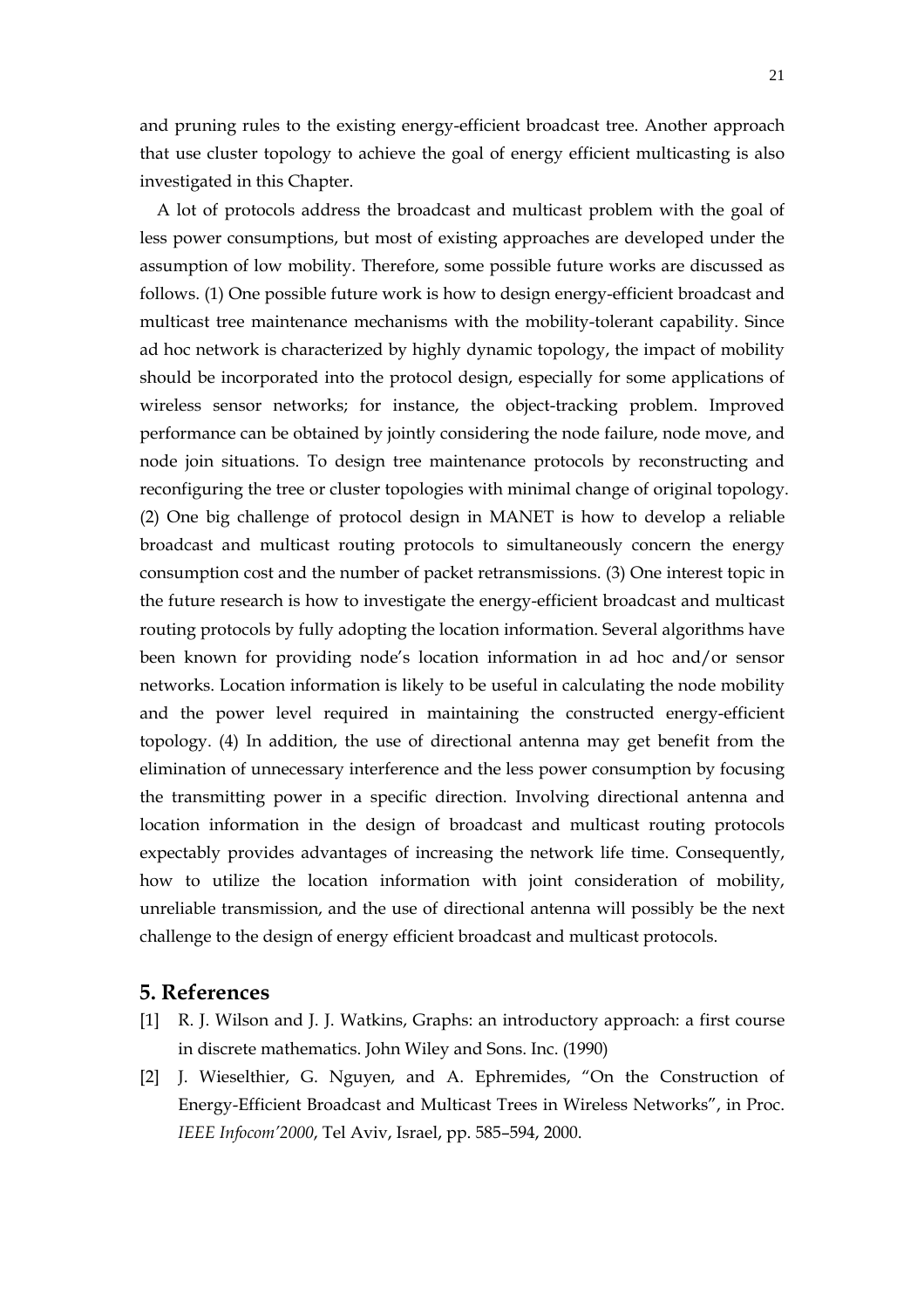and pruning rules to the existing energy-efficient broadcast tree. Another approach that use cluster topology to achieve the goal of energy efficient multicasting is also investigated in this Chapter.

A lot of protocols address the broadcast and multicast problem with the goal of less power consumptions, but most of existing approaches are developed under the assumption of low mobility. Therefore, some possible future works are discussed as follows. (1) One possible future work is how to design energy-efficient broadcast and multicast tree maintenance mechanisms with the mobility-tolerant capability. Since ad hoc network is characterized by highly dynamic topology, the impact of mobility should be incorporated into the protocol design, especially for some applications of wireless sensor networks; for instance, the object-tracking problem. Improved performance can be obtained by jointly considering the node failure, node move, and node join situations. To design tree maintenance protocols by reconstructing and reconfiguring the tree or cluster topologies with minimal change of original topology. (2) One big challenge of protocol design in MANET is how to develop a reliable broadcast and multicast routing protocols to simultaneously concern the energy consumption cost and the number of packet retransmissions. (3) One interest topic in the future research is how to investigate the energy-efficient broadcast and multicast routing protocols by fully adopting the location information. Several algorithms have been known for providing node's location information in ad hoc and/or sensor networks. Location information is likely to be useful in calculating the node mobility and the power level required in maintaining the constructed energy-efficient topology. (4) In addition, the use of directional antenna may get benefit from the elimination of unnecessary interference and the less power consumption by focusing the transmitting power in a specific direction. Involving directional antenna and location information in the design of broadcast and multicast routing protocols expectably provides advantages of increasing the network life time. Consequently, how to utilize the location information with joint consideration of mobility, unreliable transmission, and the use of directional antenna will possibly be the next challenge to the design of energy efficient broadcast and multicast protocols.

## 5. References

[1] R. J. Wilson and J. J. Watkins, Graphs: an introductory approach: a first course in discrete mathematics. John Wiley and Sons. Inc. (1990)

[2] J. Wieselthier, G. Nguyen, and A. Ephremides, "On the Construction of Energy-Efficient Broadcast and Multicast Trees in Wireless Networks", in Proc. *IEEE Infocom'2000*, Tel Aviv, Israel, pp. 585–594, 2000.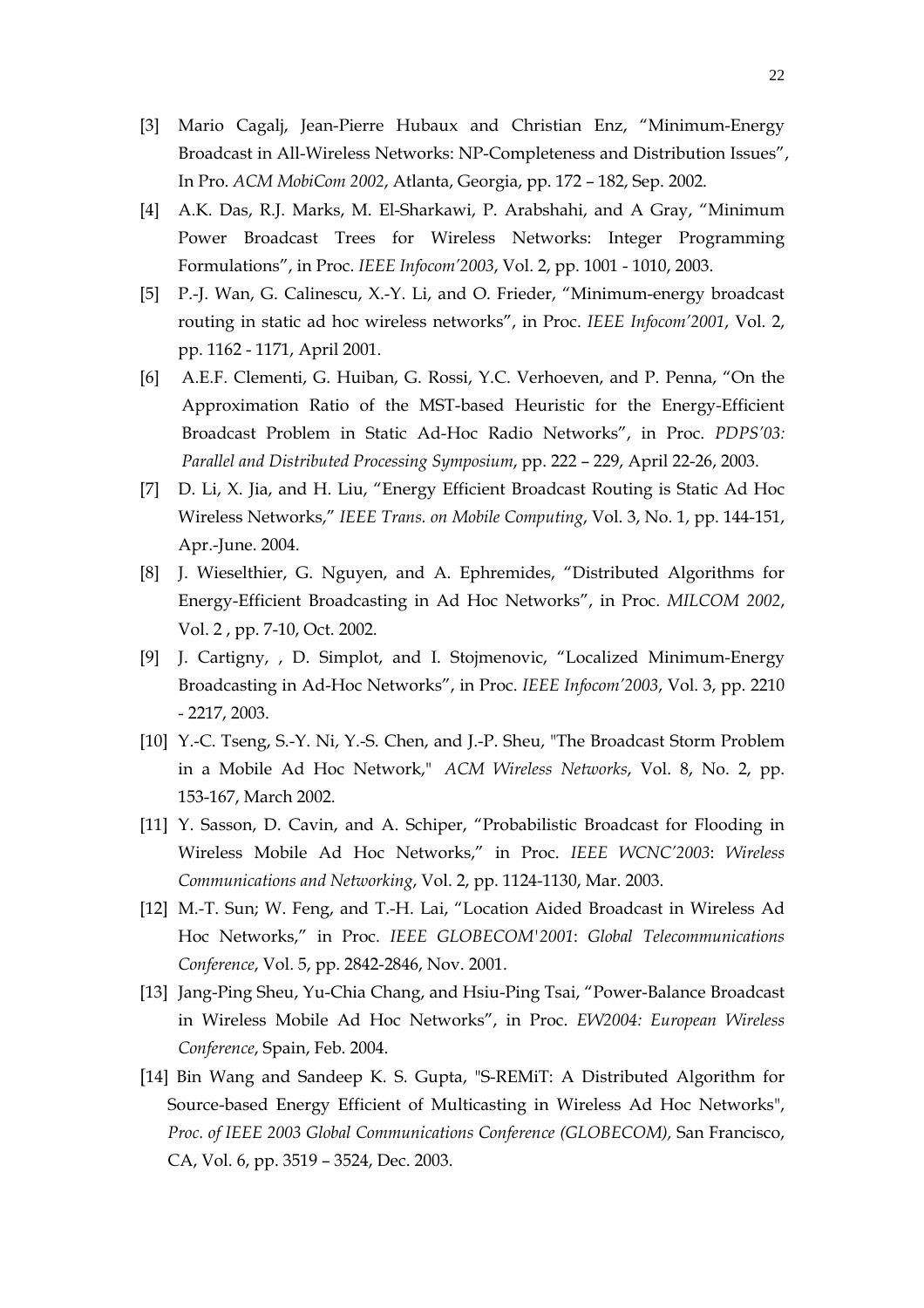[3] Mario Cagalj, Jean-Pierre Hubaux and Christian Enz, "Minimum-Energy Broadcast in All-Wireless Networks: NP-Completeness and Distribution Issues", In Pro. *ACM MobiCom 2002*, Atlanta, Georgia, pp. 172 – 182, Sep. 2002.

[4] A.K. Das, R.J. Marks, M. El-Sharkawi, P. Arabshahi, and A Gray, "Minimum Power Broadcast Trees for Wireless Networks: Integer Programming Formulations", in Proc. *IEEE Infocom'2003*, Vol. 2, pp. 1001 - 1010, 2003.

[5] P.-J. Wan, G. Calinescu, X.-Y. Li, and O. Frieder, "Minimum-energy broadcast routing in static ad hoc wireless networks", in Proc. *IEEE Infocom'2001*, Vol. 2, pp. 1162 - 1171, April 2001.

[6] A.E.F. Clementi, G. Huiban, G. Rossi, Y.C. Verhoeven, and P. Penna, "On the Approximation Ratio of the MST-based Heuristic for the Energy-Efficient Broadcast Problem in Static Ad-Hoc Radio Networks", in Proc. *PDPS'03: Parallel and Distributed Processing Symposium*, pp. 222 – 229, April 22-26, 2003.

[7] D. Li, X. Jia, and H. Liu, "Energy Efficient Broadcast Routing is Static Ad Hoc Wireless Networks," *IEEE Trans. on Mobile Computing*, Vol. 3, No. 1, pp. 144-151, Apr.-June. 2004.

[8] J. Wieselthier, G. Nguyen, and A. Ephremides, "Distributed Algorithms for Energy-Efficient Broadcasting in Ad Hoc Networks", in Proc. *MILCOM 2002*, Vol. 2 , pp. 7-10, Oct. 2002.

[9] J. Cartigny, , D. Simplot, and I. Stojmenovic, "Localized Minimum-Energy Broadcasting in Ad-Hoc Networks", in Proc. *IEEE Infocom'2003*, Vol. 3, pp. 2210 - 2217, 2003.

[10] Y.-C. Tseng, S.-Y. Ni, Y.-S. Chen, and J.-P. Sheu, "The Broadcast Storm Problem in a Mobile Ad Hoc Network," *ACM Wireless Networks*, Vol. 8, No. 2, pp. 153-167, March 2002.

[11] Y. Sasson, D. Cavin, and A. Schiper, "Probabilistic Broadcast for Flooding in Wireless Mobile Ad Hoc Networks," in Proc. *IEEE WCNC'2003*: *Wireless Communications and Networking*, Vol. 2, pp. 1124-1130, Mar. 2003.

[12] M.-T. Sun; W. Feng, and T.-H. Lai, "Location Aided Broadcast in Wireless Ad Hoc Networks," in Proc. *IEEE GLOBECOM'2001*: *Global Telecommunications Conference*, Vol. 5, pp. 2842-2846, Nov. 2001.

[13] Jang-Ping Sheu, Yu-Chia Chang, and Hsiu-Ping Tsai, "Power-Balance Broadcast in Wireless Mobile Ad Hoc Networks", in Proc. *EW2004: European Wireless Conference*, Spain, Feb. 2004.

[14] Bin Wang and Sandeep K. S. Gupta, "S-REMiT: A Distributed Algorithm for Source-based Energy Efficient of Multicasting in Wireless Ad Hoc Networks", *Proc. of IEEE 2003 Global Communications Conference (GLOBECOM),* San Francisco, CA, Vol. 6, pp. 3519 – 3524, Dec. 2003.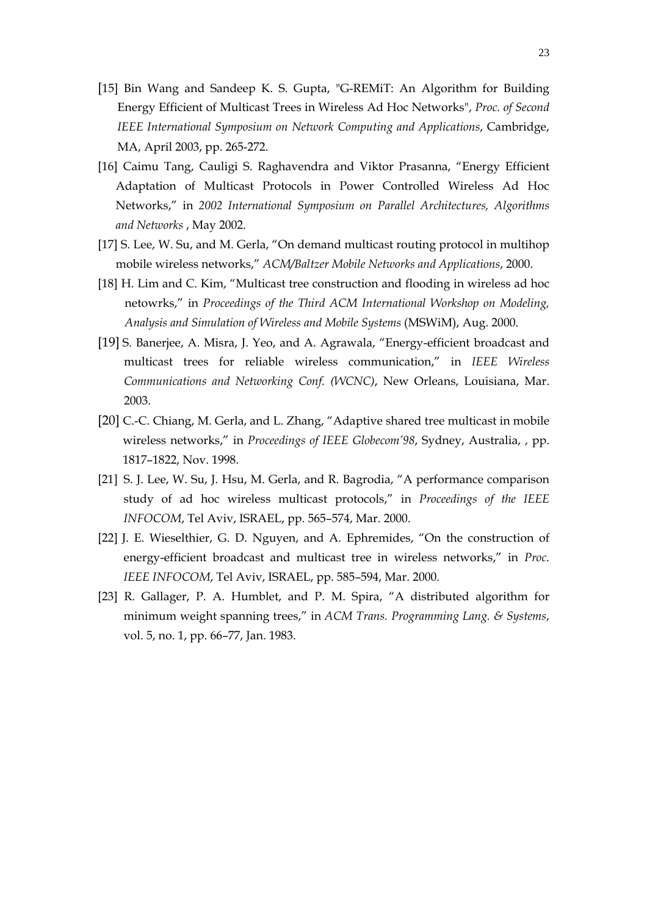[15] Bin Wang and Sandeep K. S. Gupta, "G-REMiT: An Algorithm for Building Energy Efficient of Multicast Trees in Wireless Ad Hoc Networks", *Proc. of Second IEEE International Symposium on Network Computing and Applications*, Cambridge, MA, April 2003, pp. 265-272.

[16] Caimu Tang, Cauligi S. Raghavendra and Viktor Prasanna, "Energy Efficient Adaptation of Multicast Protocols in Power Controlled Wireless Ad Hoc Networks," in *2002 International Symposium on Parallel Architectures, Algorithms and Networks* , May 2002.

[17] S. Lee, W. Su, and M. Gerla, "On demand multicast routing protocol in multihop mobile wireless networks," *ACM/Baltzer Mobile Networks and Applications*, 2000.

[18] H. Lim and C. Kim, "Multicast tree construction and flooding in wireless ad hoc netowrks," in *Proceedings of the Third ACM International Workshop on Modeling, Analysis and Simulation of Wireless and Mobile Systems* (MSWiM), Aug. 2000.

[19] S. Banerjee, A. Misra, J. Yeo, and A. Agrawala, "Energy-efficient broadcast and multicast trees for reliable wireless communication," in *IEEE Wireless Communications and Networking Conf. (WCNC)*, New Orleans, Louisiana, Mar. 2003.

[20] C.-C. Chiang, M. Gerla, and L. Zhang, "Adaptive shared tree multicast in mobile wireless networks," in *Proceedings of IEEE Globecom'98*, Sydney, Australia, , pp. 1817–1822, Nov. 1998.

[21] S. J. Lee, W. Su, J. Hsu, M. Gerla, and R. Bagrodia, "A performance comparison study of ad hoc wireless multicast protocols," in *Proceedings of the IEEE INFOCOM*, Tel Aviv, ISRAEL, pp. 565–574, Mar. 2000.

[22] J. E. Wieselthier, G. D. Nguyen, and A. Ephremides, "On the construction of energy-efficient broadcast and multicast tree in wireless networks," in *Proc. IEEE INFOCOM*, Tel Aviv, ISRAEL, pp. 585–594, Mar. 2000.

[23] R. Gallager, P. A. Humblet, and P. M. Spira, "A distributed algorithm for minimum weight spanning trees," in *ACM Trans. Programming Lang. & Systems*, vol. 5, no. 1, pp. 66–77, Jan. 1983.